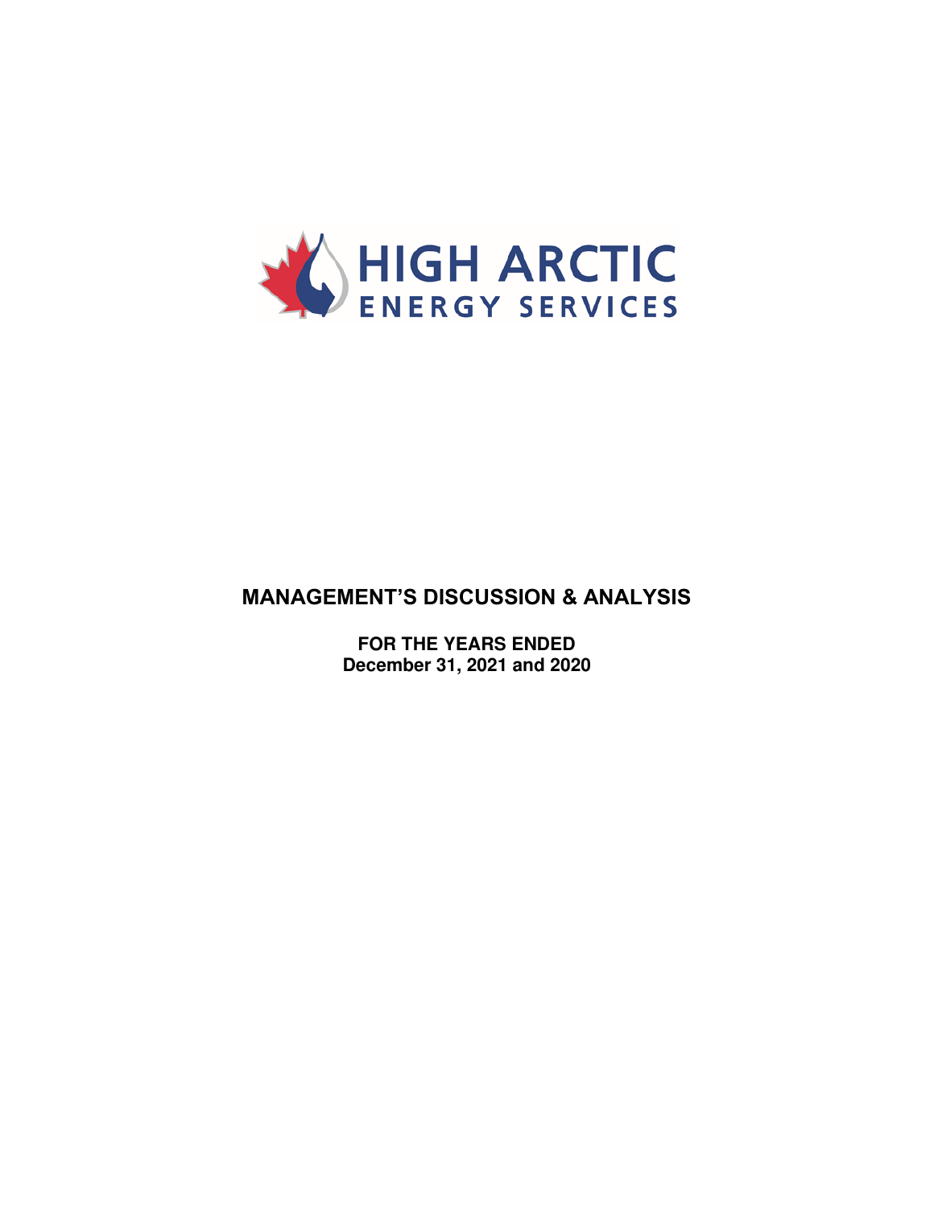HIGH ARCTIC
ENERGY SERVICES

# MANAGEMENT'S DISCUSSION & ANALYSIS

**FOR THE YEARS ENDED**
**December 31, 2021 and 2020**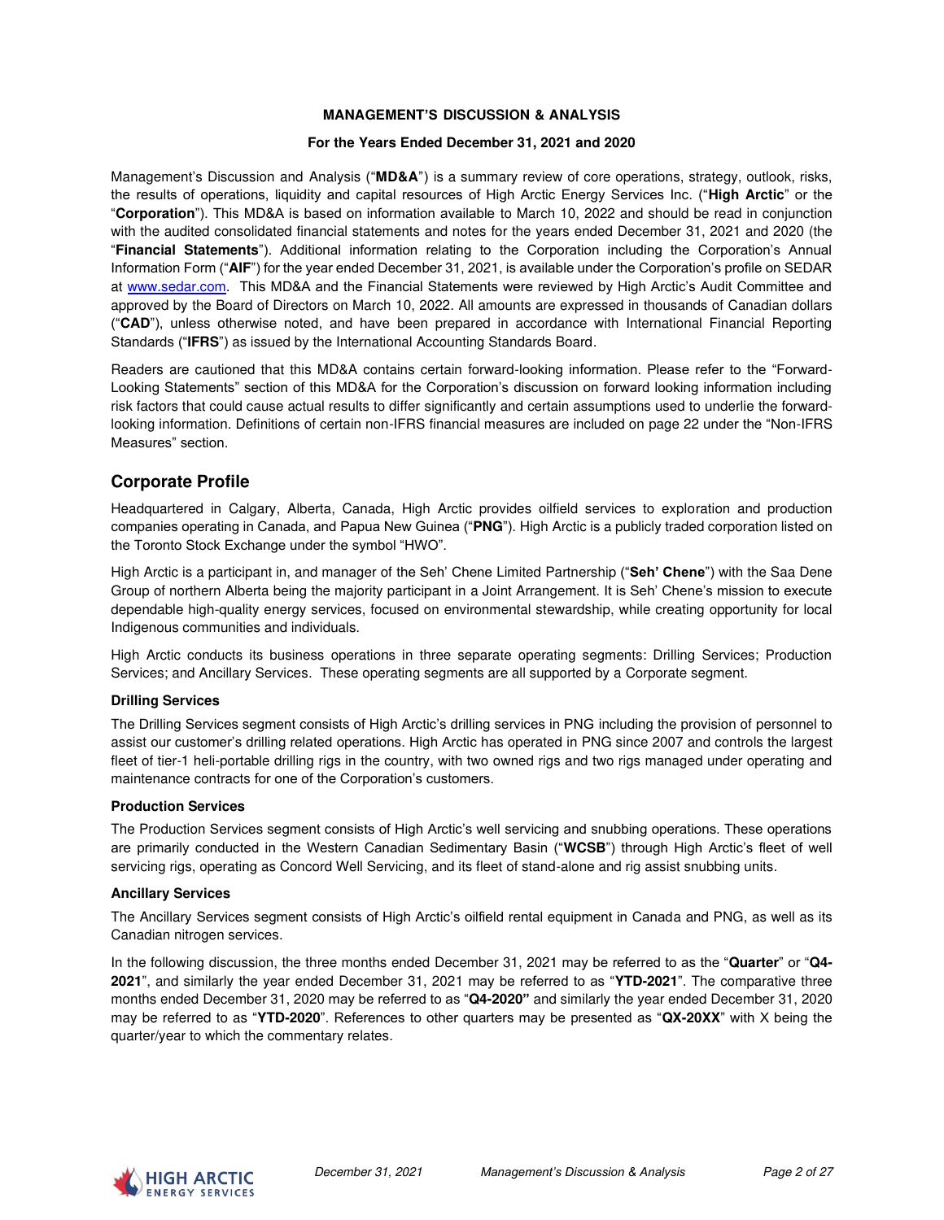**MANAGEMENT'S DISCUSSION & ANALYSIS**

**For the Years Ended December 31, 2021 and 2020**

Management's Discussion and Analysis ("**MD&A**") is a summary review of core operations, strategy, outlook, risks, the results of operations, liquidity and capital resources of High Arctic Energy Services Inc. ("**High Arctic**" or the "**Corporation**"). This MD&A is based on information available to March 10, 2022 and should be read in conjunction with the audited consolidated financial statements and notes for the years ended December 31, 2021 and 2020 (the "**Financial Statements**"). Additional information relating to the Corporation including the Corporation's Annual Information Form ("**AIF**") for the year ended December 31, 2021, is available under the Corporation's profile on SEDAR at www.sedar.com. This MD&A and the Financial Statements were reviewed by High Arctic's Audit Committee and approved by the Board of Directors on March 10, 2022. All amounts are expressed in thousands of Canadian dollars ("**CAD**"), unless otherwise noted, and have been prepared in accordance with International Financial Reporting Standards ("**IFRS**") as issued by the International Accounting Standards Board.

Readers are cautioned that this MD&A contains certain forward-looking information. Please refer to the "Forward-Looking Statements" section of this MD&A for the Corporation's discussion on forward looking information including risk factors that could cause actual results to differ significantly and certain assumptions used to underlie the forward-looking information. Definitions of certain non-IFRS financial measures are included on page 22 under the "Non-IFRS Measures" section.

## Corporate Profile

Headquartered in Calgary, Alberta, Canada, High Arctic provides oilfield services to exploration and production companies operating in Canada, and Papua New Guinea ("**PNG**"). High Arctic is a publicly traded corporation listed on the Toronto Stock Exchange under the symbol "HWO".

High Arctic is a participant in, and manager of the Seh' Chene Limited Partnership ("**Seh' Chene**") with the Saa Dene Group of northern Alberta being the majority participant in a Joint Arrangement. It is Seh' Chene's mission to execute dependable high-quality energy services, focused on environmental stewardship, while creating opportunity for local Indigenous communities and individuals.

High Arctic conducts its business operations in three separate operating segments: Drilling Services; Production Services; and Ancillary Services. These operating segments are all supported by a Corporate segment.

**Drilling Services**

The Drilling Services segment consists of High Arctic's drilling services in PNG including the provision of personnel to assist our customer's drilling related operations. High Arctic has operated in PNG since 2007 and controls the largest fleet of tier-1 heli-portable drilling rigs in the country, with two owned rigs and two rigs managed under operating and maintenance contracts for one of the Corporation's customers.

**Production Services**

The Production Services segment consists of High Arctic's well servicing and snubbing operations. These operations are primarily conducted in the Western Canadian Sedimentary Basin ("**WCSB**") through High Arctic's fleet of well servicing rigs, operating as Concord Well Servicing, and its fleet of stand-alone and rig assist snubbing units.

**Ancillary Services**

The Ancillary Services segment consists of High Arctic's oilfield rental equipment in Canada and PNG, as well as its Canadian nitrogen services.

In the following discussion, the three months ended December 31, 2021 may be referred to as the "**Quarter**" or "**Q4-2021**", and similarly the year ended December 31, 2021 may be referred to as "**YTD-2021**". The comparative three months ended December 31, 2020 may be referred to as "**Q4-2020**" and similarly the year ended December 31, 2020 may be referred to as "**YTD-2020**". References to other quarters may be presented as "**QX-20XX**" with X being the quarter/year to which the commentary relates.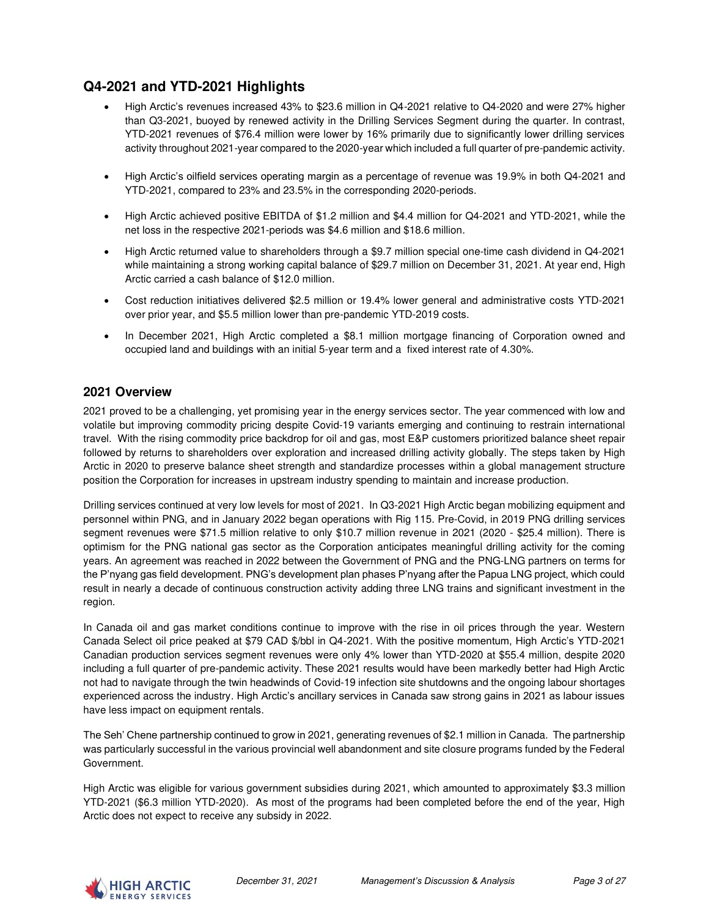## Q4-2021 and YTD-2021 Highlights

- High Arctic's revenues increased 43% to $23.6 million in Q4-2021 relative to Q4-2020 and were 27% higher than Q3-2021, buoyed by renewed activity in the Drilling Services Segment during the quarter. In contrast, YTD-2021 revenues of $76.4 million were lower by 16% primarily due to significantly lower drilling services activity throughout 2021-year compared to the 2020-year which included a full quarter of pre-pandemic activity.
- High Arctic's oilfield services operating margin as a percentage of revenue was 19.9% in both Q4-2021 and YTD-2021, compared to 23% and 23.5% in the corresponding 2020-periods.
- High Arctic achieved positive EBITDA of $1.2 million and $4.4 million for Q4-2021 and YTD-2021, while the net loss in the respective 2021-periods was $4.6 million and $18.6 million.
- High Arctic returned value to shareholders through a $9.7 million special one-time cash dividend in Q4-2021 while maintaining a strong working capital balance of $29.7 million on December 31, 2021. At year end, High Arctic carried a cash balance of $12.0 million.
- Cost reduction initiatives delivered $2.5 million or 19.4% lower general and administrative costs YTD-2021 over prior year, and $5.5 million lower than pre-pandemic YTD-2019 costs.
- In December 2021, High Arctic completed a $8.1 million mortgage financing of Corporation owned and occupied land and buildings with an initial 5-year term and a fixed interest rate of 4.30%.

## 2021 Overview

2021 proved to be a challenging, yet promising year in the energy services sector. The year commenced with low and volatile but improving commodity pricing despite Covid-19 variants emerging and continuing to restrain international travel. With the rising commodity price backdrop for oil and gas, most E&P customers prioritized balance sheet repair followed by returns to shareholders over exploration and increased drilling activity globally. The steps taken by High Arctic in 2020 to preserve balance sheet strength and standardize processes within a global management structure position the Corporation for increases in upstream industry spending to maintain and increase production.

Drilling services continued at very low levels for most of 2021. In Q3-2021 High Arctic began mobilizing equipment and personnel within PNG, and in January 2022 began operations with Rig 115. Pre-Covid, in 2019 PNG drilling services segment revenues were $71.5 million relative to only $10.7 million revenue in 2021 (2020 - $25.4 million). There is optimism for the PNG national gas sector as the Corporation anticipates meaningful drilling activity for the coming years. An agreement was reached in 2022 between the Government of PNG and the PNG-LNG partners on terms for the P'nyang gas field development. PNG's development plan phases P'nyang after the Papua LNG project, which could result in nearly a decade of continuous construction activity adding three LNG trains and significant investment in the region.

In Canada oil and gas market conditions continue to improve with the rise in oil prices through the year. Western Canada Select oil price peaked at $79 CAD $/bbl in Q4-2021. With the positive momentum, High Arctic's YTD-2021 Canadian production services segment revenues were only 4% lower than YTD-2020 at $55.4 million, despite 2020 including a full quarter of pre-pandemic activity. These 2021 results would have been markedly better had High Arctic not had to navigate through the twin headwinds of Covid-19 infection site shutdowns and the ongoing labour shortages experienced across the industry. High Arctic's ancillary services in Canada saw strong gains in 2021 as labour issues have less impact on equipment rentals.

The Seh' Chene partnership continued to grow in 2021, generating revenues of $2.1 million in Canada. The partnership was particularly successful in the various provincial well abandonment and site closure programs funded by the Federal Government.

High Arctic was eligible for various government subsidies during 2021, which amounted to approximately $3.3 million YTD-2021 ($6.3 million YTD-2020). As most of the programs had been completed before the end of the year, High Arctic does not expect to receive any subsidy in 2022.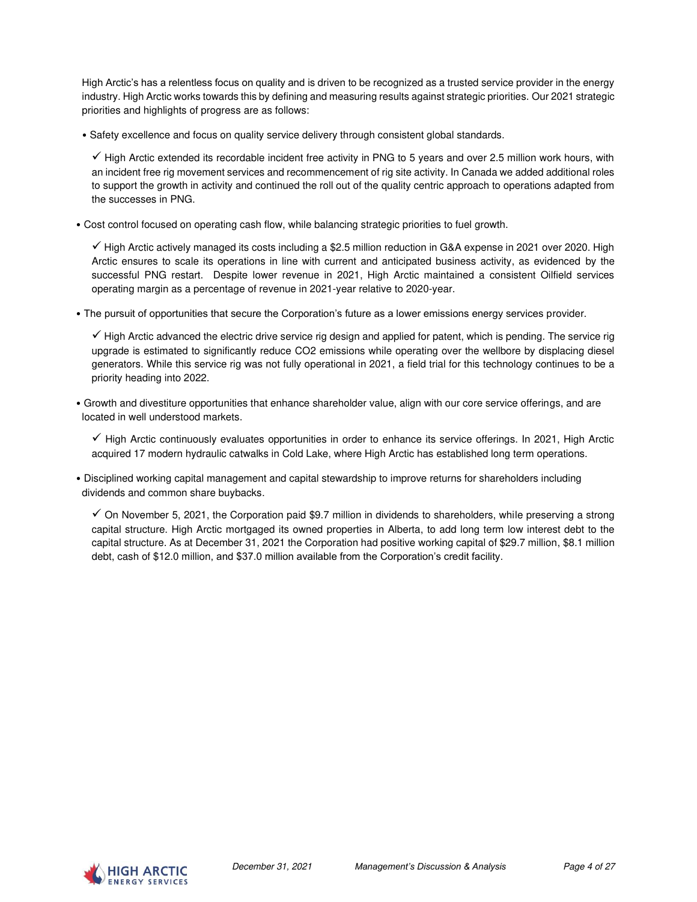High Arctic's has a relentless focus on quality and is driven to be recognized as a trusted service provider in the energy industry. High Arctic works towards this by defining and measuring results against strategic priorities. Our 2021 strategic priorities and highlights of progress are as follows:

- Safety excellence and focus on quality service delivery through consistent global standards.

  ✓ High Arctic extended its recordable incident free activity in PNG to 5 years and over 2.5 million work hours, with an incident free rig movement services and recommencement of rig site activity. In Canada we added additional roles to support the growth in activity and continued the roll out of the quality centric approach to operations adapted from the successes in PNG.

- Cost control focused on operating cash flow, while balancing strategic priorities to fuel growth.

  ✓ High Arctic actively managed its costs including a $2.5 million reduction in G&A expense in 2021 over 2020. High Arctic ensures to scale its operations in line with current and anticipated business activity, as evidenced by the successful PNG restart. Despite lower revenue in 2021, High Arctic maintained a consistent Oilfield services operating margin as a percentage of revenue in 2021-year relative to 2020-year.

- The pursuit of opportunities that secure the Corporation's future as a lower emissions energy services provider.

  ✓ High Arctic advanced the electric drive service rig design and applied for patent, which is pending. The service rig upgrade is estimated to significantly reduce $CO_2$ emissions while operating over the wellbore by displacing diesel generators. While this service rig was not fully operational in 2021, a field trial for this technology continues to be a priority heading into 2022.

- Growth and divestiture opportunities that enhance shareholder value, align with our core service offerings, and are located in well understood markets.

  ✓ High Arctic continuously evaluates opportunities in order to enhance its service offerings. In 2021, High Arctic acquired 17 modern hydraulic catwalks in Cold Lake, where High Arctic has established long term operations.

- Disciplined working capital management and capital stewardship to improve returns for shareholders including dividends and common share buybacks.

  ✓ On November 5, 2021, the Corporation paid $9.7 million in dividends to shareholders, while preserving a strong capital structure. High Arctic mortgaged its owned properties in Alberta, to add long term low interest debt to the capital structure. As at December 31, 2021 the Corporation had positive working capital of $29.7 million, $8.1 million debt, cash of $12.0 million, and $37.0 million available from the Corporation's credit facility.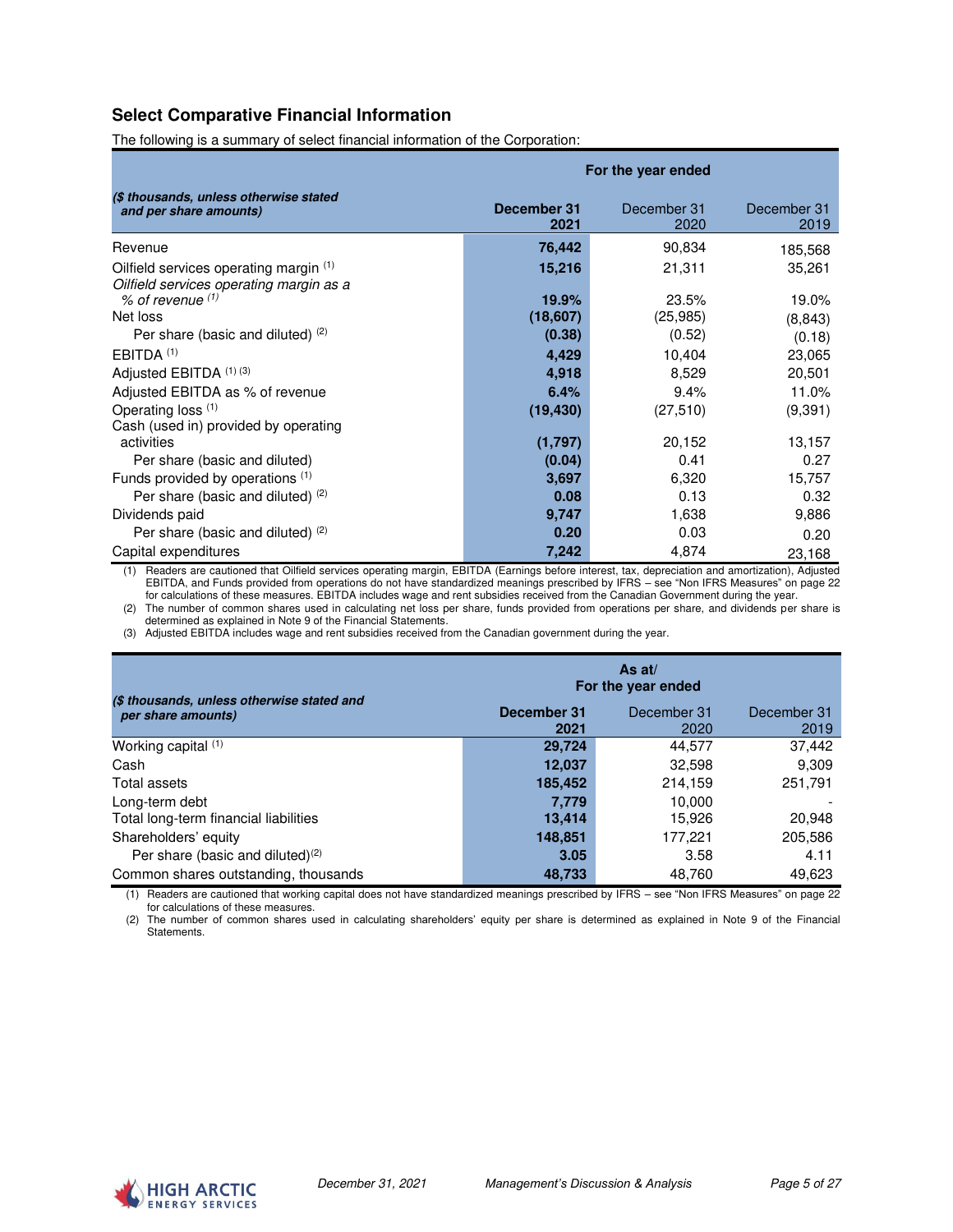## Select Comparative Financial Information

The following is a summary of select financial information of the Corporation:

| ($ thousands, unless otherwise stated and per share amounts) | For the year ended | | |
|---|---|---|---|
| | **December 31 2021** | December 31 2020 | December 31 2019 |
| Revenue | **76,442** | 90,834 | 185,568 |
| Oilfield services operating margin [(1)] | **15,216** | 21,311 | 35,261 |
| *Oilfield services operating margin as a % of revenue [(1)]* | **19.9%** | 23.5% | 19.0% |
| Net loss | **(18,607)** | (25,985) | (8,843) |
| Per share (basic and diluted) [(2)] | **(0.38)** | (0.52) | (0.18) |
| EBITDA [(1)] | **4,429** | 10,404 | 23,065 |
| Adjusted EBITDA [(1) (3)] | **4,918** | 8,529 | 20,501 |
| Adjusted EBITDA as % of revenue | **6.4%** | 9.4% | 11.0% |
| Operating loss [(1)] | **(19,430)** | (27,510) | (9,391) |
| Cash (used in) provided by operating activities | **(1,797)** | 20,152 | 13,157 |
| Per share (basic and diluted) | **(0.04)** | 0.41 | 0.27 |
| Funds provided by operations [(1)] | **3,697** | 6,320 | 15,757 |
| Per share (basic and diluted) [(2)] | **0.08** | 0.13 | 0.32 |
| Dividends paid | **9,747** | 1,638 | 9,886 |
| Per share (basic and diluted) [(2)] | **0.20** | 0.03 | 0.20 |
| Capital expenditures | **7,242** | 4,874 | 23,168 |

(1) Readers are cautioned that Oilfield services operating margin, EBITDA (Earnings before interest, tax, depreciation and amortization), Adjusted EBITDA, and Funds provided from operations do not have standardized meanings prescribed by IFRS – see "Non IFRS Measures" on page 22 for calculations of these measures. EBITDA includes wage and rent subsidies received from the Canadian Government during the year.
(2) The number of common shares used in calculating net loss per share, funds provided from operations per share, and dividends per share is determined as explained in Note 9 of the Financial Statements.
(3) Adjusted EBITDA includes wage and rent subsidies received from the Canadian government during the year.

| ($ thousands, unless otherwise stated and per share amounts) | As at/ For the year ended | | |
|---|---|---|---|
| | **December 31 2021** | December 31 2020 | December 31 2019 |
| Working capital [(1)] | **29,724** | 44,577 | 37,442 |
| Cash | **12,037** | 32,598 | 9,309 |
| Total assets | **185,452** | 214,159 | 251,791 |
| Long-term debt | **7,779** | 10,000 | - |
| Total long-term financial liabilities | **13,414** | 15,926 | 20,948 |
| Shareholders' equity | **148,851** | 177,221 | 205,586 |
| Per share (basic and diluted)[(2)] | **3.05** | 3.58 | 4.11 |
| Common shares outstanding, thousands | **48,733** | 48,760 | 49,623 |

(1) Readers are cautioned that working capital does not have standardized meanings prescribed by IFRS – see "Non IFRS Measures" on page 22 for calculations of these measures.
(2) The number of common shares used in calculating shareholders' equity per share is determined as explained in Note 9 of the Financial Statements.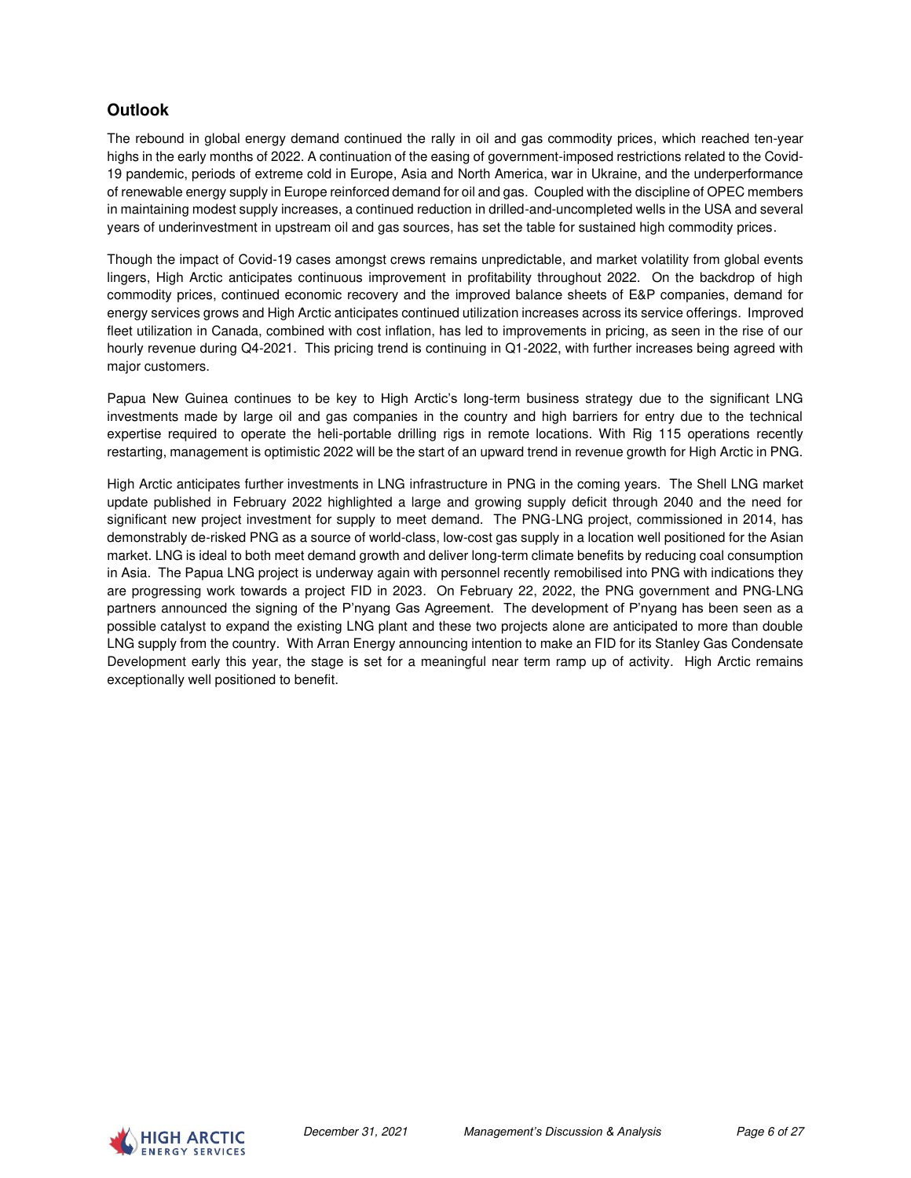## Outlook

The rebound in global energy demand continued the rally in oil and gas commodity prices, which reached ten-year highs in the early months of 2022. A continuation of the easing of government-imposed restrictions related to the Covid-19 pandemic, periods of extreme cold in Europe, Asia and North America, war in Ukraine, and the underperformance of renewable energy supply in Europe reinforced demand for oil and gas. Coupled with the discipline of OPEC members in maintaining modest supply increases, a continued reduction in drilled-and-uncompleted wells in the USA and several years of underinvestment in upstream oil and gas sources, has set the table for sustained high commodity prices.

Though the impact of Covid-19 cases amongst crews remains unpredictable, and market volatility from global events lingers, High Arctic anticipates continuous improvement in profitability throughout 2022. On the backdrop of high commodity prices, continued economic recovery and the improved balance sheets of E&P companies, demand for energy services grows and High Arctic anticipates continued utilization increases across its service offerings. Improved fleet utilization in Canada, combined with cost inflation, has led to improvements in pricing, as seen in the rise of our hourly revenue during Q4-2021. This pricing trend is continuing in Q1-2022, with further increases being agreed with major customers.

Papua New Guinea continues to be key to High Arctic's long-term business strategy due to the significant LNG investments made by large oil and gas companies in the country and high barriers for entry due to the technical expertise required to operate the heli-portable drilling rigs in remote locations. With Rig 115 operations recently restarting, management is optimistic 2022 will be the start of an upward trend in revenue growth for High Arctic in PNG.

High Arctic anticipates further investments in LNG infrastructure in PNG in the coming years. The Shell LNG market update published in February 2022 highlighted a large and growing supply deficit through 2040 and the need for significant new project investment for supply to meet demand. The PNG-LNG project, commissioned in 2014, has demonstrably de-risked PNG as a source of world-class, low-cost gas supply in a location well positioned for the Asian market. LNG is ideal to both meet demand growth and deliver long-term climate benefits by reducing coal consumption in Asia. The Papua LNG project is underway again with personnel recently remobilised into PNG with indications they are progressing work towards a project FID in 2023. On February 22, 2022, the PNG government and PNG-LNG partners announced the signing of the P'nyang Gas Agreement. The development of P'nyang has been seen as a possible catalyst to expand the existing LNG plant and these two projects alone are anticipated to more than double LNG supply from the country. With Arran Energy announcing intention to make an FID for its Stanley Gas Condensate Development early this year, the stage is set for a meaningful near term ramp up of activity. High Arctic remains exceptionally well positioned to benefit.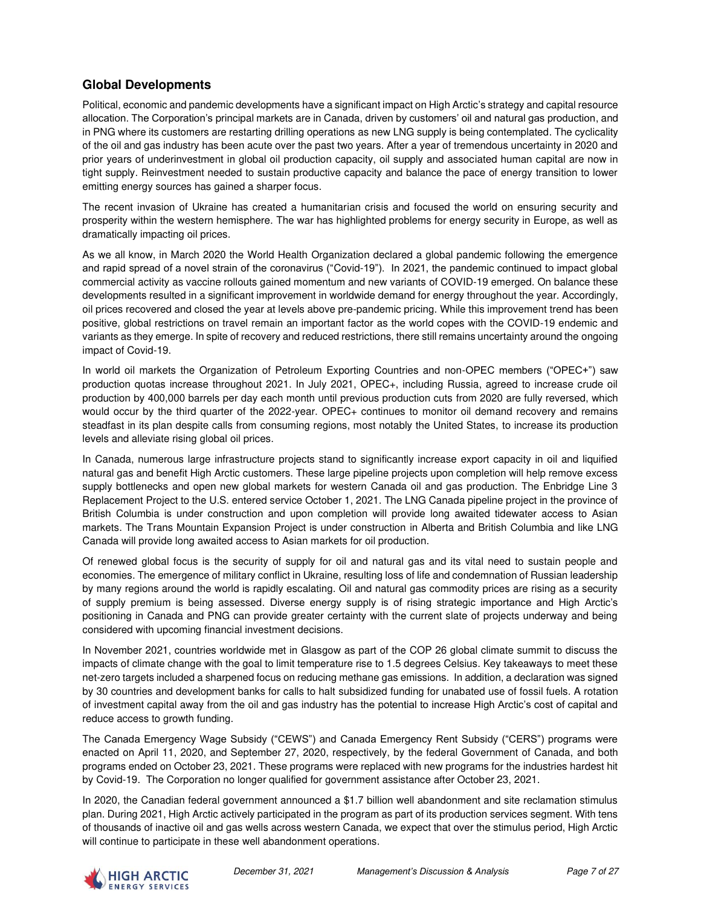## Global Developments

Political, economic and pandemic developments have a significant impact on High Arctic's strategy and capital resource allocation. The Corporation's principal markets are in Canada, driven by customers' oil and natural gas production, and in PNG where its customers are restarting drilling operations as new LNG supply is being contemplated. The cyclicality of the oil and gas industry has been acute over the past two years. After a year of tremendous uncertainty in 2020 and prior years of underinvestment in global oil production capacity, oil supply and associated human capital are now in tight supply. Reinvestment needed to sustain productive capacity and balance the pace of energy transition to lower emitting energy sources has gained a sharper focus.

The recent invasion of Ukraine has created a humanitarian crisis and focused the world on ensuring security and prosperity within the western hemisphere. The war has highlighted problems for energy security in Europe, as well as dramatically impacting oil prices.

As we all know, in March 2020 the World Health Organization declared a global pandemic following the emergence and rapid spread of a novel strain of the coronavirus ("Covid-19"). In 2021, the pandemic continued to impact global commercial activity as vaccine rollouts gained momentum and new variants of COVID-19 emerged. On balance these developments resulted in a significant improvement in worldwide demand for energy throughout the year. Accordingly, oil prices recovered and closed the year at levels above pre-pandemic pricing. While this improvement trend has been positive, global restrictions on travel remain an important factor as the world copes with the COVID-19 endemic and variants as they emerge. In spite of recovery and reduced restrictions, there still remains uncertainty around the ongoing impact of Covid-19.

In world oil markets the Organization of Petroleum Exporting Countries and non-OPEC members ("OPEC+") saw production quotas increase throughout 2021. In July 2021, OPEC+, including Russia, agreed to increase crude oil production by 400,000 barrels per day each month until previous production cuts from 2020 are fully reversed, which would occur by the third quarter of the 2022-year. OPEC+ continues to monitor oil demand recovery and remains steadfast in its plan despite calls from consuming regions, most notably the United States, to increase its production levels and alleviate rising global oil prices.

In Canada, numerous large infrastructure projects stand to significantly increase export capacity in oil and liquified natural gas and benefit High Arctic customers. These large pipeline projects upon completion will help remove excess supply bottlenecks and open new global markets for western Canada oil and gas production. The Enbridge Line 3 Replacement Project to the U.S. entered service October 1, 2021. The LNG Canada pipeline project in the province of British Columbia is under construction and upon completion will provide long awaited tidewater access to Asian markets. The Trans Mountain Expansion Project is under construction in Alberta and British Columbia and like LNG Canada will provide long awaited access to Asian markets for oil production.

Of renewed global focus is the security of supply for oil and natural gas and its vital need to sustain people and economies. The emergence of military conflict in Ukraine, resulting loss of life and condemnation of Russian leadership by many regions around the world is rapidly escalating. Oil and natural gas commodity prices are rising as a security of supply premium is being assessed. Diverse energy supply is of rising strategic importance and High Arctic's positioning in Canada and PNG can provide greater certainty with the current slate of projects underway and being considered with upcoming financial investment decisions.

In November 2021, countries worldwide met in Glasgow as part of the COP 26 global climate summit to discuss the impacts of climate change with the goal to limit temperature rise to 1.5 degrees Celsius. Key takeaways to meet these net-zero targets included a sharpened focus on reducing methane gas emissions. In addition, a declaration was signed by 30 countries and development banks for calls to halt subsidized funding for unabated use of fossil fuels. A rotation of investment capital away from the oil and gas industry has the potential to increase High Arctic's cost of capital and reduce access to growth funding.

The Canada Emergency Wage Subsidy ("CEWS") and Canada Emergency Rent Subsidy ("CERS") programs were enacted on April 11, 2020, and September 27, 2020, respectively, by the federal Government of Canada, and both programs ended on October 23, 2021. These programs were replaced with new programs for the industries hardest hit by Covid-19. The Corporation no longer qualified for government assistance after October 23, 2021.

In 2020, the Canadian federal government announced a $1.7 billion well abandonment and site reclamation stimulus plan. During 2021, High Arctic actively participated in the program as part of its production services segment. With tens of thousands of inactive oil and gas wells across western Canada, we expect that over the stimulus period, High Arctic will continue to participate in these well abandonment operations.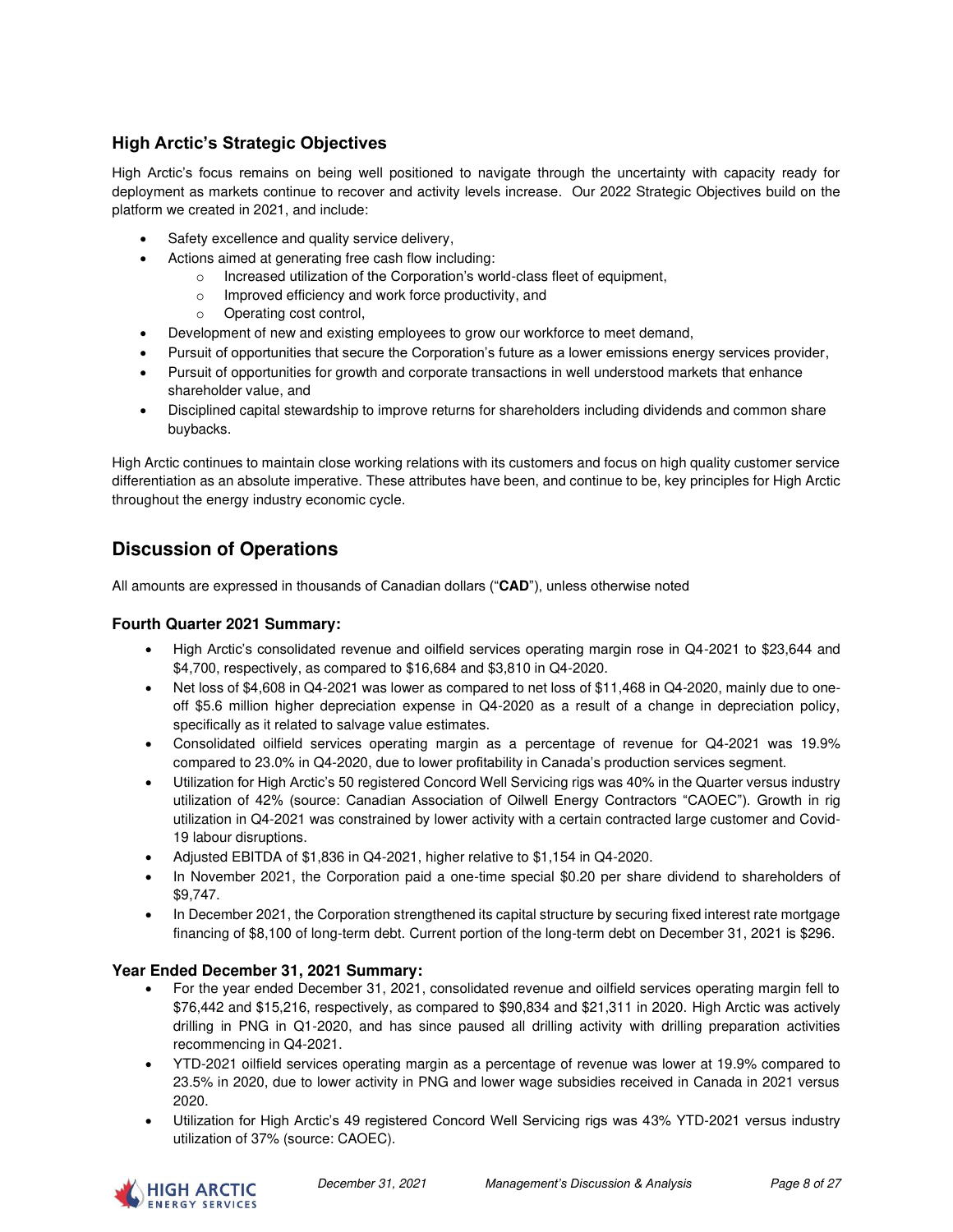### High Arctic's Strategic Objectives

High Arctic's focus remains on being well positioned to navigate through the uncertainty with capacity ready for deployment as markets continue to recover and activity levels increase. Our 2022 Strategic Objectives build on the platform we created in 2021, and include:

- Safety excellence and quality service delivery,
- Actions aimed at generating free cash flow including:
  - Increased utilization of the Corporation's world-class fleet of equipment,
  - Improved efficiency and work force productivity, and
  - Operating cost control,
- Development of new and existing employees to grow our workforce to meet demand,
- Pursuit of opportunities that secure the Corporation's future as a lower emissions energy services provider,
- Pursuit of opportunities for growth and corporate transactions in well understood markets that enhance shareholder value, and
- Disciplined capital stewardship to improve returns for shareholders including dividends and common share buybacks.

High Arctic continues to maintain close working relations with its customers and focus on high quality customer service differentiation as an absolute imperative. These attributes have been, and continue to be, key principles for High Arctic throughout the energy industry economic cycle.

## Discussion of Operations

All amounts are expressed in thousands of Canadian dollars ("**CAD**"), unless otherwise noted

### Fourth Quarter 2021 Summary:

- High Arctic's consolidated revenue and oilfield services operating margin rose in Q4-2021 to $23,644 and $4,700, respectively, as compared to $16,684 and $3,810 in Q4-2020.
- Net loss of $4,608 in Q4-2021 was lower as compared to net loss of $11,468 in Q4-2020, mainly due to one-off $5.6 million higher depreciation expense in Q4-2020 as a result of a change in depreciation policy, specifically as it related to salvage value estimates.
- Consolidated oilfield services operating margin as a percentage of revenue for Q4-2021 was 19.9% compared to 23.0% in Q4-2020, due to lower profitability in Canada's production services segment.
- Utilization for High Arctic's 50 registered Concord Well Servicing rigs was 40% in the Quarter versus industry utilization of 42% (source: Canadian Association of Oilwell Energy Contractors "CAOEC"). Growth in rig utilization in Q4-2021 was constrained by lower activity with a certain contracted large customer and Covid-19 labour disruptions.
- Adjusted EBITDA of $1,836 in Q4-2021, higher relative to $1,154 in Q4-2020.
- In November 2021, the Corporation paid a one-time special $0.20 per share dividend to shareholders of $9,747.
- In December 2021, the Corporation strengthened its capital structure by securing fixed interest rate mortgage financing of $8,100 of long-term debt. Current portion of the long-term debt on December 31, 2021 is $296.

### Year Ended December 31, 2021 Summary:

- For the year ended December 31, 2021, consolidated revenue and oilfield services operating margin fell to $76,442 and $15,216, respectively, as compared to $90,834 and $21,311 in 2020. High Arctic was actively drilling in PNG in Q1-2020, and has since paused all drilling activity with drilling preparation activities recommencing in Q4-2021.
- YTD-2021 oilfield services operating margin as a percentage of revenue was lower at 19.9% compared to 23.5% in 2020, due to lower activity in PNG and lower wage subsidies received in Canada in 2021 versus 2020.
- Utilization for High Arctic's 49 registered Concord Well Servicing rigs was 43% YTD-2021 versus industry utilization of 37% (source: CAOEC).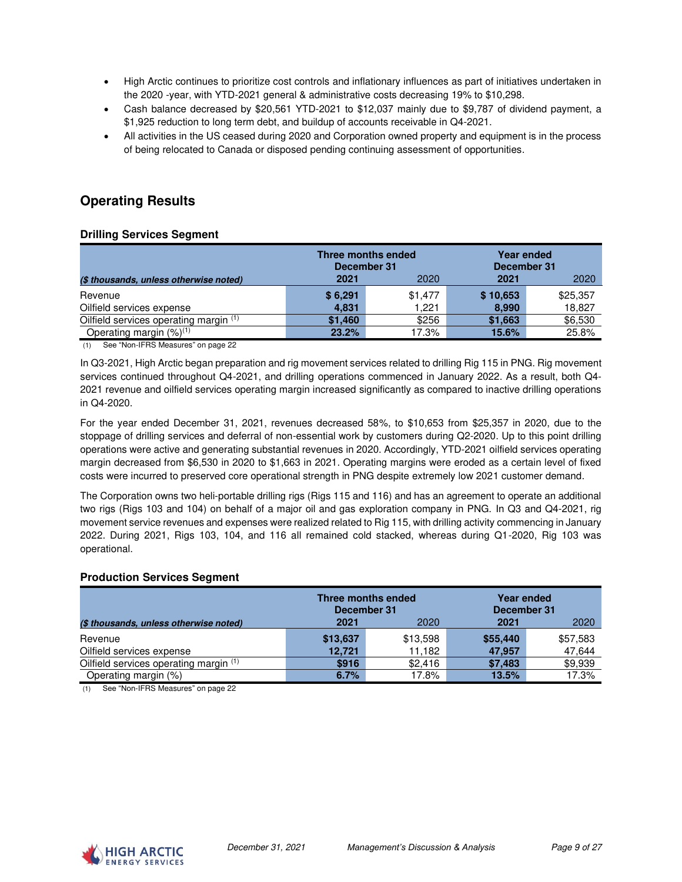- High Arctic continues to prioritize cost controls and inflationary influences as part of initiatives undertaken in the 2020 -year, with YTD-2021 general & administrative costs decreasing 19% to $10,298.
- Cash balance decreased by $20,561 YTD-2021 to $12,037 mainly due to $9,787 of dividend payment, a $1,925 reduction to long term debt, and buildup of accounts receivable in Q4-2021.
- All activities in the US ceased during 2020 and Corporation owned property and equipment is in the process of being relocated to Canada or disposed pending continuing assessment of opportunities.

## Operating Results

### Drilling Services Segment

| *($ thousands, unless otherwise noted)* | Three months ended December 31 | | Year ended December 31 | |
|---|---|---|---|---|
| | **2021** | 2020 | **2021** | 2020 |
| Revenue | **$ 6,291** | $1,477 | **$ 10,653** | $25,357 |
| Oilfield services expense | **4,831** | 1,221 | **8,990** | 18,827 |
| Oilfield services operating margin [(1)] | **$1,460** | $256 | **$1,663** | $6,530 |
| Operating margin (%)[(1)] | **23.2%** | 17.3% | **15.6%** | 25.8% |

(1) See "Non-IFRS Measures" on page 22

In Q3-2021, High Arctic began preparation and rig movement services related to drilling Rig 115 in PNG. Rig movement services continued throughout Q4-2021, and drilling operations commenced in January 2022. As a result, both Q4-2021 revenue and oilfield services operating margin increased significantly as compared to inactive drilling operations in Q4-2020.

For the year ended December 31, 2021, revenues decreased 58%, to $10,653 from $25,357 in 2020, due to the stoppage of drilling services and deferral of non-essential work by customers during Q2-2020. Up to this point drilling operations were active and generating substantial revenues in 2020. Accordingly, YTD-2021 oilfield services operating margin decreased from $6,530 in 2020 to $1,663 in 2021. Operating margins were eroded as a certain level of fixed costs were incurred to preserved core operational strength in PNG despite extremely low 2021 customer demand.

The Corporation owns two heli-portable drilling rigs (Rigs 115 and 116) and has an agreement to operate an additional two rigs (Rigs 103 and 104) on behalf of a major oil and gas exploration company in PNG. In Q3 and Q4-2021, rig movement service revenues and expenses were realized related to Rig 115, with drilling activity commencing in January 2022. During 2021, Rigs 103, 104, and 116 all remained cold stacked, whereas during Q1-2020, Rig 103 was operational.

### Production Services Segment

| *($ thousands, unless otherwise noted)* | Three months ended December 31 | | Year ended December 31 | |
|---|---|---|---|---|
| | **2021** | 2020 | **2021** | 2020 |
| Revenue | **$13,637** | $13,598 | **$55,440** | $57,583 |
| Oilfield services expense | **12,721** | 11,182 | **47,957** | 47,644 |
| Oilfield services operating margin [(1)] | **$916** | $2,416 | **$7,483** | $9,939 |
| Operating margin (%) | **6.7%** | 17.8% | **13.5%** | 17.3% |

(1) See "Non-IFRS Measures" on page 22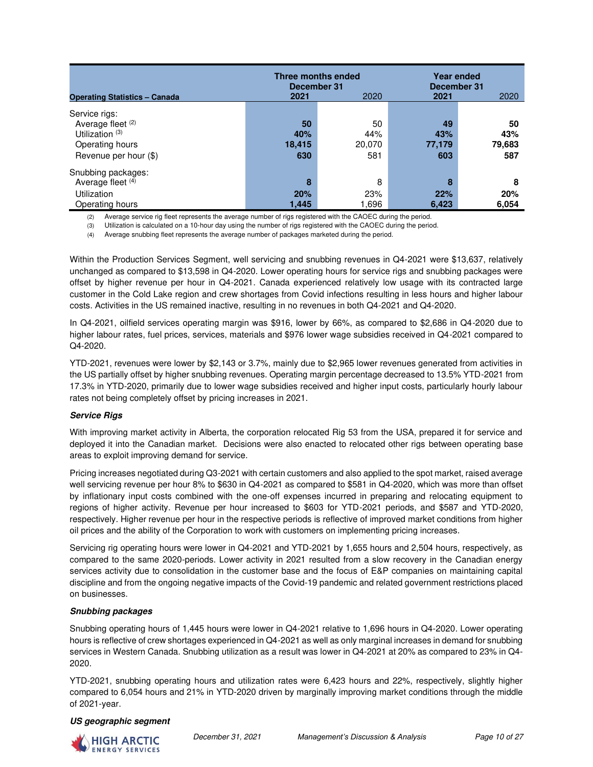| Operating Statistics – Canada | Three months ended December 31 2021 | 2020 | Year ended December 31 2021 | 2020 |
|---|---|---|---|---|
| Service rigs: | | | | |
| Average fleet (2) | **50** | 50 | **49** | **50** |
| Utilization (3) | **40%** | 44% | **43%** | **43%** |
| Operating hours | **18,415** | 20,070 | **77,179** | **79,683** |
| Revenue per hour ($) | **630** | 581 | **603** | **587** |
| Snubbing packages: | | | | |
| Average fleet (4) | **8** | 8 | **8** | **8** |
| Utilization | **20%** | 23% | **22%** | **20%** |
| Operating hours | **1,445** | 1,696 | **6,423** | **6,054** |

(2) Average service rig fleet represents the average number of rigs registered with the CAOEC during the period.
(3) Utilization is calculated on a 10-hour day using the number of rigs registered with the CAOEC during the period.
(4) Average snubbing fleet represents the average number of packages marketed during the period.

Within the Production Services Segment, well servicing and snubbing revenues in Q4-2021 were $13,637, relatively unchanged as compared to $13,598 in Q4-2020. Lower operating hours for service rigs and snubbing packages were offset by higher revenue per hour in Q4-2021. Canada experienced relatively low usage with its contracted large customer in the Cold Lake region and crew shortages from Covid infections resulting in less hours and higher labour costs. Activities in the US remained inactive, resulting in no revenues in both Q4-2021 and Q4-2020.

In Q4-2021, oilfield services operating margin was $916, lower by 66%, as compared to $2,686 in Q4-2020 due to higher labour rates, fuel prices, services, materials and $976 lower wage subsidies received in Q4-2021 compared to Q4-2020.

YTD-2021, revenues were lower by $2,143 or 3.7%, mainly due to $2,965 lower revenues generated from activities in the US partially offset by higher snubbing revenues. Operating margin percentage decreased to 13.5% YTD-2021 from 17.3% in YTD-2020, primarily due to lower wage subsidies received and higher input costs, particularly hourly labour rates not being completely offset by pricing increases in 2021.

***Service Rigs***

With improving market activity in Alberta, the corporation relocated Rig 53 from the USA, prepared it for service and deployed it into the Canadian market. Decisions were also enacted to relocated other rigs between operating base areas to exploit improving demand for service.

Pricing increases negotiated during Q3-2021 with certain customers and also applied to the spot market, raised average well servicing revenue per hour 8% to $630 in Q4-2021 as compared to $581 in Q4-2020, which was more than offset by inflationary input costs combined with the one-off expenses incurred in preparing and relocating equipment to regions of higher activity. Revenue per hour increased to $603 for YTD-2021 periods, and $587 and YTD-2020, respectively. Higher revenue per hour in the respective periods is reflective of improved market conditions from higher oil prices and the ability of the Corporation to work with customers on implementing pricing increases.

Servicing rig operating hours were lower in Q4-2021 and YTD-2021 by 1,655 hours and 2,504 hours, respectively, as compared to the same 2020-periods. Lower activity in 2021 resulted from a slow recovery in the Canadian energy services activity due to consolidation in the customer base and the focus of E&P companies on maintaining capital discipline and from the ongoing negative impacts of the Covid-19 pandemic and related government restrictions placed on businesses.

***Snubbing packages***

Snubbing operating hours of 1,445 hours were lower in Q4-2021 relative to 1,696 hours in Q4-2020. Lower operating hours is reflective of crew shortages experienced in Q4-2021 as well as only marginal increases in demand for snubbing services in Western Canada. Snubbing utilization as a result was lower in Q4-2021 at 20% as compared to 23% in Q4-2020.

YTD-2021, snubbing operating hours and utilization rates were 6,423 hours and 22%, respectively, slightly higher compared to 6,054 hours and 21% in YTD-2020 driven by marginally improving market conditions through the middle of 2021-year.

***US geographic segment***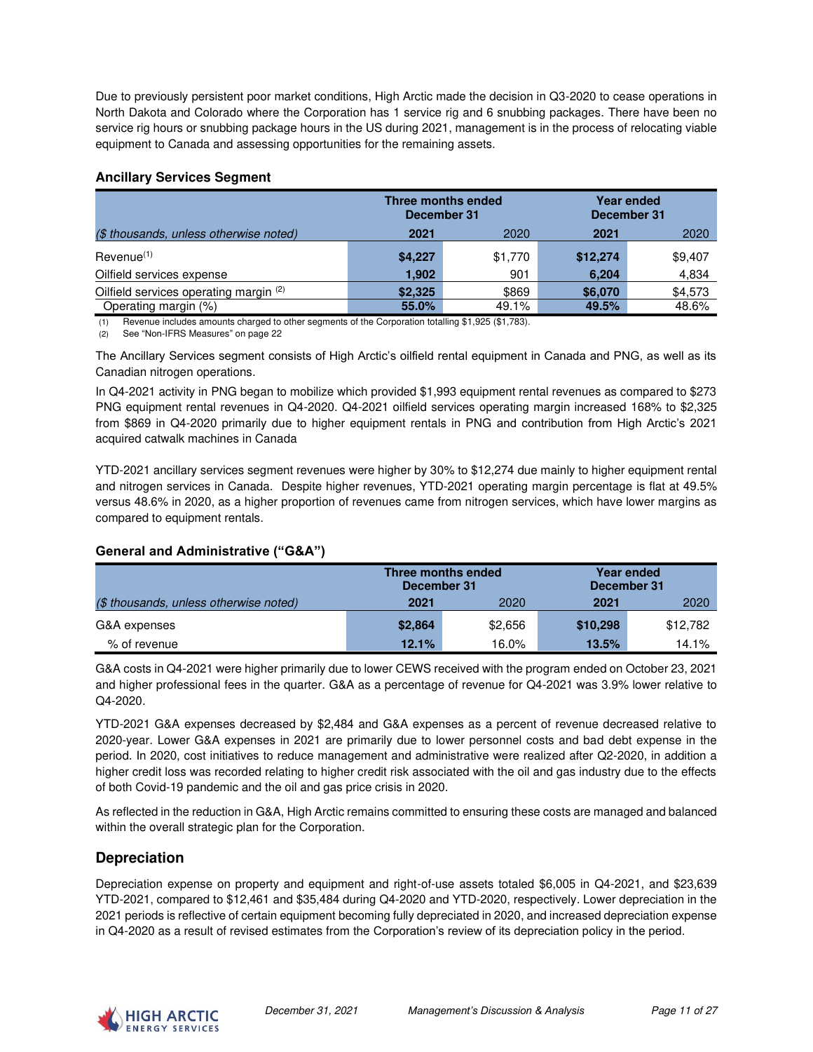Due to previously persistent poor market conditions, High Arctic made the decision in Q3-2020 to cease operations in North Dakota and Colorado where the Corporation has 1 service rig and 6 snubbing packages. There have been no service rig hours or snubbing package hours in the US during 2021, management is in the process of relocating viable equipment to Canada and assessing opportunities for the remaining assets.

### Ancillary Services Segment

| | Three months ended December 31 | | Year ended December 31 | |
|---|---|---|---|---|
| *($ thousands, unless otherwise noted)* | **2021** | 2020 | **2021** | 2020 |
| Revenue[1] | **$4,227** | $1,770 | **$12,274** | $9,407 |
| Oilfield services expense | **1,902** | 901 | **6,204** | 4,834 |
| Oilfield services operating margin [2] | **$2,325** | $869 | **$6,070** | $4,573 |
| Operating margin (%) | **55.0%** | 49.1% | **49.5%** | 48.6% |

(1) Revenue includes amounts charged to other segments of the Corporation totalling $1,925 ($1,783).
(2) See "Non-IFRS Measures" on page 22

The Ancillary Services segment consists of High Arctic's oilfield rental equipment in Canada and PNG, as well as its Canadian nitrogen operations.

In Q4-2021 activity in PNG began to mobilize which provided $1,993 equipment rental revenues as compared to $273 PNG equipment rental revenues in Q4-2020. Q4-2021 oilfield services operating margin increased 168% to $2,325 from $869 in Q4-2020 primarily due to higher equipment rentals in PNG and contribution from High Arctic's 2021 acquired catwalk machines in Canada

YTD-2021 ancillary services segment revenues were higher by 30% to $12,274 due mainly to higher equipment rental and nitrogen services in Canada. Despite higher revenues, YTD-2021 operating margin percentage is flat at 49.5% versus 48.6% in 2020, as a higher proportion of revenues came from nitrogen services, which have lower margins as compared to equipment rentals.

### General and Administrative ("G&A")

| | Three months ended December 31 | | Year ended December 31 | |
|---|---|---|---|---|
| *($ thousands, unless otherwise noted)* | **2021** | 2020 | **2021** | 2020 |
| G&A expenses | **$2,864** | $2,656 | **$10,298** | $12,782 |
| % of revenue | **12.1%** | 16.0% | **13.5%** | 14.1% |

G&A costs in Q4-2021 were higher primarily due to lower CEWS received with the program ended on October 23, 2021 and higher professional fees in the quarter. G&A as a percentage of revenue for Q4-2021 was 3.9% lower relative to Q4-2020.

YTD-2021 G&A expenses decreased by $2,484 and G&A expenses as a percent of revenue decreased relative to 2020-year. Lower G&A expenses in 2021 are primarily due to lower personnel costs and bad debt expense in the period. In 2020, cost initiatives to reduce management and administrative were realized after Q2-2020, in addition a higher credit loss was recorded relating to higher credit risk associated with the oil and gas industry due to the effects of both Covid-19 pandemic and the oil and gas price crisis in 2020.

As reflected in the reduction in G&A, High Arctic remains committed to ensuring these costs are managed and balanced within the overall strategic plan for the Corporation.

## Depreciation

Depreciation expense on property and equipment and right-of-use assets totaled $6,005 in Q4-2021, and $23,639 YTD-2021, compared to $12,461 and $35,484 during Q4-2020 and YTD-2020, respectively. Lower depreciation in the 2021 periods is reflective of certain equipment becoming fully depreciated in 2020, and increased depreciation expense in Q4-2020 as a result of revised estimates from the Corporation's review of its depreciation policy in the period.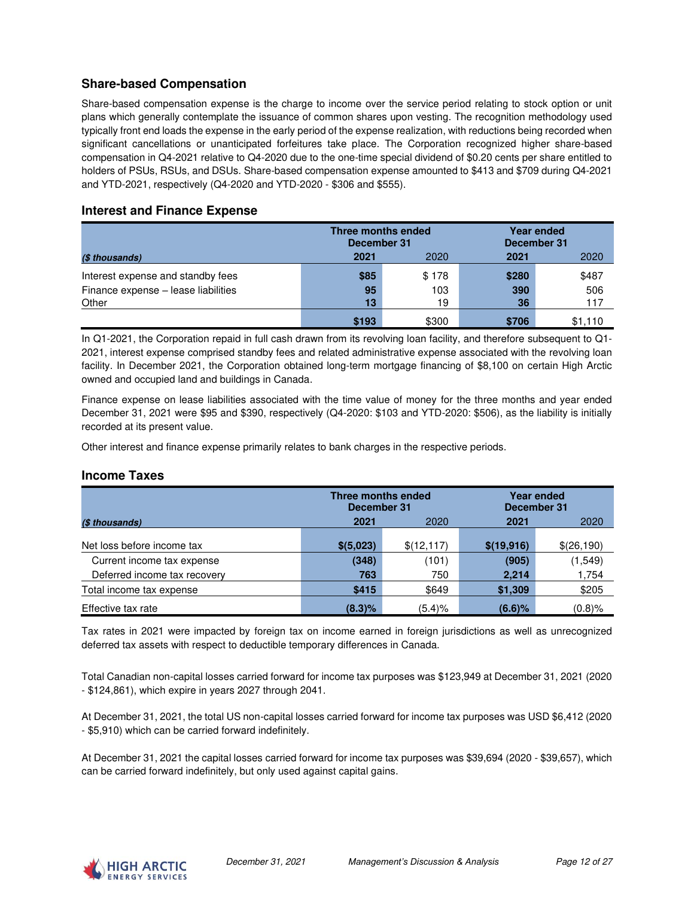## Share-based Compensation

Share-based compensation expense is the charge to income over the service period relating to stock option or unit plans which generally contemplate the issuance of common shares upon vesting. The recognition methodology used typically front end loads the expense in the early period of the expense realization, with reductions being recorded when significant cancellations or unanticipated forfeitures take place. The Corporation recognized higher share-based compensation in Q4-2021 relative to Q4-2020 due to the one-time special dividend of $0.20 cents per share entitled to holders of PSUs, RSUs, and DSUs. Share-based compensation expense amounted to $413 and $709 during Q4-2021 and YTD-2021, respectively (Q4-2020 and YTD-2020 - $306 and $555).

## Interest and Finance Expense

| | Three months ended December 31 | | Year ended December 31 | |
|---|---|---|---|---|
| *($ thousands)* | **2021** | 2020 | **2021** | 2020 |
| Interest expense and standby fees | **$85** | $ 178 | **$280** | $487 |
| Finance expense – lease liabilities | **95** | 103 | **390** | 506 |
| Other | **13** | 19 | **36** | 117 |
| | **$193** | $300 | **$706** | $1,110 |

In Q1-2021, the Corporation repaid in full cash drawn from its revolving loan facility, and therefore subsequent to Q1-2021, interest expense comprised standby fees and related administrative expense associated with the revolving loan facility. In December 2021, the Corporation obtained long-term mortgage financing of $8,100 on certain High Arctic owned and occupied land and buildings in Canada.

Finance expense on lease liabilities associated with the time value of money for the three months and year ended December 31, 2021 were $95 and $390, respectively (Q4-2020: $103 and YTD-2020: $506), as the liability is initially recorded at its present value.

Other interest and finance expense primarily relates to bank charges in the respective periods.

## Income Taxes

| | Three months ended December 31 | | Year ended December 31 | |
|---|---|---|---|---|
| *($ thousands)* | **2021** | 2020 | **2021** | 2020 |
| Net loss before income tax | **$(5,023)** | $(12,117) | **$(19,916)** | $(26,190) |
| Current income tax expense | **(348)** | (101) | **(905)** | (1,549) |
| Deferred income tax recovery | **763** | 750 | **2,214** | 1,754 |
| Total income tax expense | **$415** | $649 | **$1,309** | $205 |
| Effective tax rate | **(8.3)%** | (5.4)% | **(6.6)%** | (0.8)% |

Tax rates in 2021 were impacted by foreign tax on income earned in foreign jurisdictions as well as unrecognized deferred tax assets with respect to deductible temporary differences in Canada.

Total Canadian non-capital losses carried forward for income tax purposes was $123,949 at December 31, 2021 (2020 - $124,861), which expire in years 2027 through 2041.

At December 31, 2021, the total US non-capital losses carried forward for income tax purposes was USD $6,412 (2020 - $5,910) which can be carried forward indefinitely.

At December 31, 2021 the capital losses carried forward for income tax purposes was $39,694 (2020 - $39,657), which can be carried forward indefinitely, but only used against capital gains.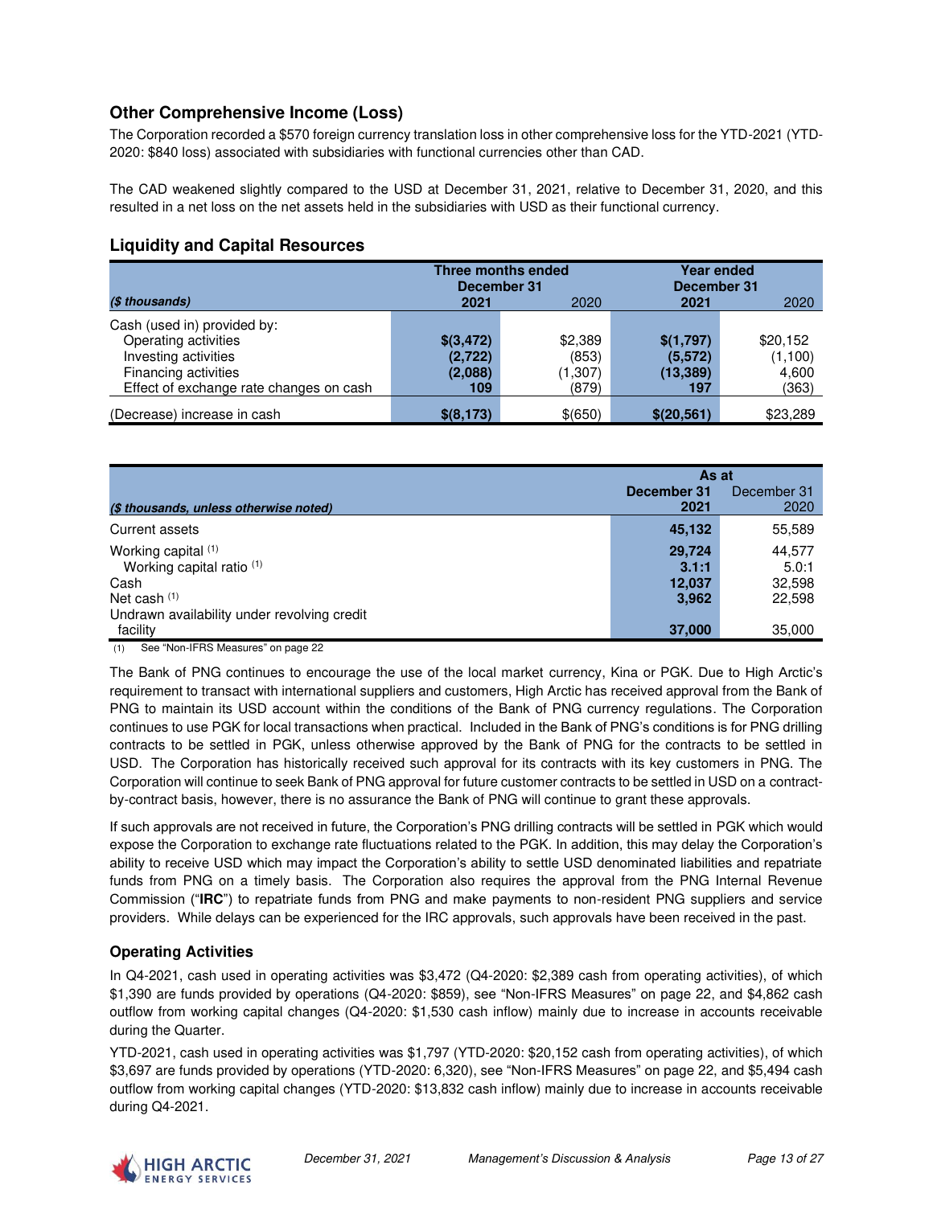## Other Comprehensive Income (Loss)

The Corporation recorded a $570 foreign currency translation loss in other comprehensive loss for the YTD-2021 (YTD-2020: $840 loss) associated with subsidiaries with functional currencies other than CAD.

The CAD weakened slightly compared to the USD at December 31, 2021, relative to December 31, 2020, and this resulted in a net loss on the net assets held in the subsidiaries with USD as their functional currency.

## Liquidity and Capital Resources

| *($ thousands)* | Three months ended December 31 | | Year ended December 31 | |
|---|---|---|---|---|
| | **2021** | 2020 | **2021** | 2020 |
| Cash (used in) provided by: | | | | |
| Operating activities | **$(3,472)** | $2,389 | **$(1,797)** | $20,152 |
| Investing activities | **(2,722)** | (853) | **(5,572)** | (1,100) |
| Financing activities | **(2,088)** | (1,307) | **(13,389)** | 4,600 |
| Effect of exchange rate changes on cash | **109** | (879) | **197** | (363) |
| (Decrease) increase in cash | **$(8,173)** | $(650) | **$(20,561)** | $23,289 |

| *($ thousands, unless otherwise noted)* | As at December 31 2021 | December 31 2020 |
|---|---|---|
| Current assets | **45,132** | 55,589 |
| Working capital [(1)] | **29,724** | 44,577 |
| Working capital ratio [(1)] | **3.1:1** | 5.0:1 |
| Cash | **12,037** | 32,598 |
| Net cash [(1)] | **3,962** | 22,598 |
| Undrawn availability under revolving credit facility | **37,000** | 35,000 |

(1) See "Non-IFRS Measures" on page 22

The Bank of PNG continues to encourage the use of the local market currency, Kina or PGK. Due to High Arctic's requirement to transact with international suppliers and customers, High Arctic has received approval from the Bank of PNG to maintain its USD account within the conditions of the Bank of PNG currency regulations. The Corporation continues to use PGK for local transactions when practical. Included in the Bank of PNG's conditions is for PNG drilling contracts to be settled in PGK, unless otherwise approved by the Bank of PNG for the contracts to be settled in USD. The Corporation has historically received such approval for its contracts with its key customers in PNG. The Corporation will continue to seek Bank of PNG approval for future customer contracts to be settled in USD on a contract-by-contract basis, however, there is no assurance the Bank of PNG will continue to grant these approvals.

If such approvals are not received in future, the Corporation's PNG drilling contracts will be settled in PGK which would expose the Corporation to exchange rate fluctuations related to the PGK. In addition, this may delay the Corporation's ability to receive USD which may impact the Corporation's ability to settle USD denominated liabilities and repatriate funds from PNG on a timely basis. The Corporation also requires the approval from the PNG Internal Revenue Commission ("**IRC**") to repatriate funds from PNG and make payments to non-resident PNG suppliers and service providers. While delays can be experienced for the IRC approvals, such approvals have been received in the past.

### Operating Activities

In Q4-2021, cash used in operating activities was $3,472 (Q4-2020: $2,389 cash from operating activities), of which $1,390 are funds provided by operations (Q4-2020: $859), see "Non-IFRS Measures" on page 22, and $4,862 cash outflow from working capital changes (Q4-2020: $1,530 cash inflow) mainly due to increase in accounts receivable during the Quarter.

YTD-2021, cash used in operating activities was $1,797 (YTD-2020: $20,152 cash from operating activities), of which $3,697 are funds provided by operations (YTD-2020: 6,320), see "Non-IFRS Measures" on page 22, and $5,494 cash outflow from working capital changes (YTD-2020: $13,832 cash inflow) mainly due to increase in accounts receivable during Q4-2021.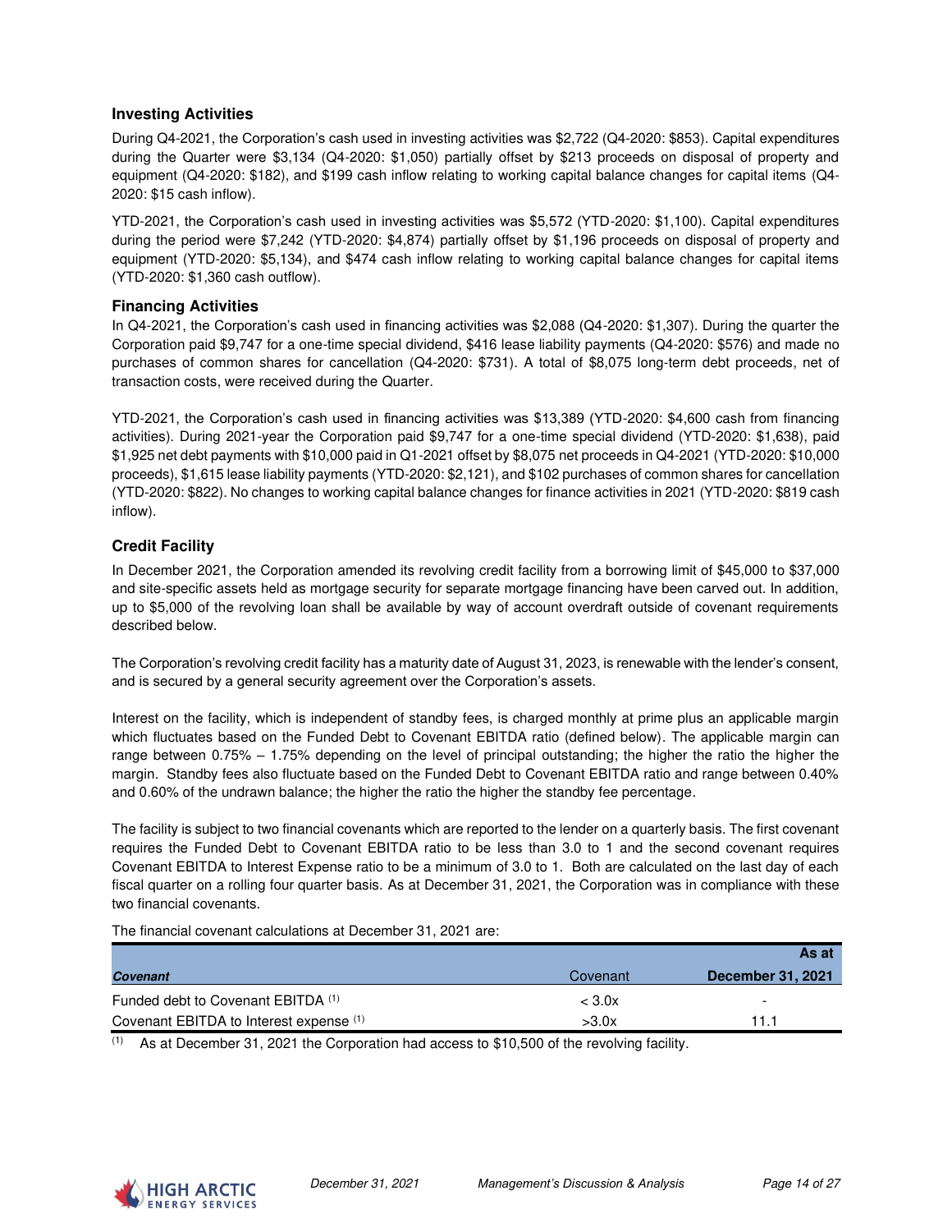### Investing Activities

During Q4-2021, the Corporation's cash used in investing activities was $2,722 (Q4-2020: $853). Capital expenditures during the Quarter were $3,134 (Q4-2020: $1,050) partially offset by $213 proceeds on disposal of property and equipment (Q4-2020: $182), and $199 cash inflow relating to working capital balance changes for capital items (Q4-2020: $15 cash inflow).

YTD-2021, the Corporation's cash used in investing activities was $5,572 (YTD-2020: $1,100). Capital expenditures during the period were $7,242 (YTD-2020: $4,874) partially offset by $1,196 proceeds on disposal of property and equipment (YTD-2020: $5,134), and $474 cash inflow relating to working capital balance changes for capital items (YTD-2020: $1,360 cash outflow).

### Financing Activities

In Q4-2021, the Corporation's cash used in financing activities was $2,088 (Q4-2020: $1,307). During the quarter the Corporation paid $9,747 for a one-time special dividend, $416 lease liability payments (Q4-2020: $576) and made no purchases of common shares for cancellation (Q4-2020: $731). A total of $8,075 long-term debt proceeds, net of transaction costs, were received during the Quarter.

YTD-2021, the Corporation's cash used in financing activities was $13,389 (YTD-2020: $4,600 cash from financing activities). During 2021-year the Corporation paid $9,747 for a one-time special dividend (YTD-2020: $1,638), paid $1,925 net debt payments with $10,000 paid in Q1-2021 offset by $8,075 net proceeds in Q4-2021 (YTD-2020: $10,000 proceeds), $1,615 lease liability payments (YTD-2020: $2,121), and $102 purchases of common shares for cancellation (YTD-2020: $822). No changes to working capital balance changes for finance activities in 2021 (YTD-2020: $819 cash inflow).

### Credit Facility

In December 2021, the Corporation amended its revolving credit facility from a borrowing limit of $45,000 to $37,000 and site-specific assets held as mortgage security for separate mortgage financing have been carved out. In addition, up to $5,000 of the revolving loan shall be available by way of account overdraft outside of covenant requirements described below.

The Corporation's revolving credit facility has a maturity date of August 31, 2023, is renewable with the lender's consent, and is secured by a general security agreement over the Corporation's assets.

Interest on the facility, which is independent of standby fees, is charged monthly at prime plus an applicable margin which fluctuates based on the Funded Debt to Covenant EBITDA ratio (defined below). The applicable margin can range between 0.75% – 1.75% depending on the level of principal outstanding; the higher the ratio the higher the margin. Standby fees also fluctuate based on the Funded Debt to Covenant EBITDA ratio and range between 0.40% and 0.60% of the undrawn balance; the higher the ratio the higher the standby fee percentage.

The facility is subject to two financial covenants which are reported to the lender on a quarterly basis. The first covenant requires the Funded Debt to Covenant EBITDA ratio to be less than 3.0 to 1 and the second covenant requires Covenant EBITDA to Interest Expense ratio to be a minimum of 3.0 to 1. Both are calculated on the last day of each fiscal quarter on a rolling four quarter basis. As at December 31, 2021, the Corporation was in compliance with these two financial covenants.

The financial covenant calculations at December 31, 2021 are:

| *Covenant* | Covenant | As at December 31, 2021 |
|---|---|---|
| Funded debt to Covenant EBITDA [(1)] | < 3.0x | - |
| Covenant EBITDA to Interest expense [(1)] | >3.0x | 11.1 |

[(1)] As at December 31, 2021 the Corporation had access to $10,500 of the revolving facility.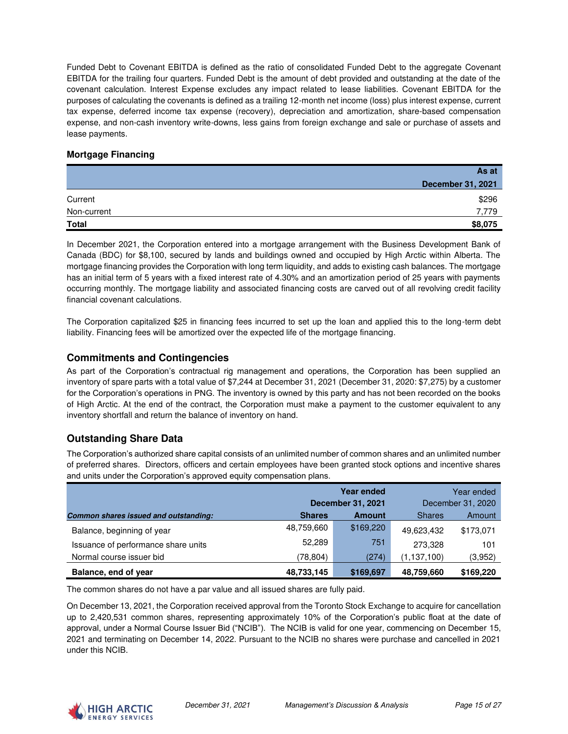Funded Debt to Covenant EBITDA is defined as the ratio of consolidated Funded Debt to the aggregate Covenant EBITDA for the trailing four quarters. Funded Debt is the amount of debt provided and outstanding at the date of the covenant calculation. Interest Expense excludes any impact related to lease liabilities. Covenant EBITDA for the purposes of calculating the covenants is defined as a trailing 12-month net income (loss) plus interest expense, current tax expense, deferred income tax expense (recovery), depreciation and amortization, share-based compensation expense, and non-cash inventory write-downs, less gains from foreign exchange and sale or purchase of assets and lease payments.

### Mortgage Financing

| | As at December 31, 2021 |
|---|---|
| Current | $296 |
| Non-current | 7,779 |
| **Total** | **$8,075** |

In December 2021, the Corporation entered into a mortgage arrangement with the Business Development Bank of Canada (BDC) for $8,100, secured by lands and buildings owned and occupied by High Arctic within Alberta. The mortgage financing provides the Corporation with long term liquidity, and adds to existing cash balances. The mortgage has an initial term of 5 years with a fixed interest rate of 4.30% and an amortization period of 25 years with payments occurring monthly. The mortgage liability and associated financing costs are carved out of all revolving credit facility financial covenant calculations.

The Corporation capitalized $25 in financing fees incurred to set up the loan and applied this to the long-term debt liability. Financing fees will be amortized over the expected life of the mortgage financing.

## Commitments and Contingencies

As part of the Corporation's contractual rig management and operations, the Corporation has been supplied an inventory of spare parts with a total value of $7,244 at December 31, 2021 (December 31, 2020: $7,275) by a customer for the Corporation's operations in PNG. The inventory is owned by this party and has not been recorded on the books of High Arctic. At the end of the contract, the Corporation must make a payment to the customer equivalent to any inventory shortfall and return the balance of inventory on hand.

## Outstanding Share Data

The Corporation's authorized share capital consists of an unlimited number of common shares and an unlimited number of preferred shares. Directors, officers and certain employees have been granted stock options and incentive shares and units under the Corporation's approved equity compensation plans.

| | Year ended December 31, 2021 | | Year ended December 31, 2020 | |
|---|---|---|---|---|
| ***Common shares issued and outstanding:*** | **Shares** | **Amount** | Shares | Amount |
| Balance, beginning of year | 48,759,660 | $169,220 | 49,623,432 | $173,071 |
| Issuance of performance share units | 52,289 | 751 | 273,328 | 101 |
| Normal course issuer bid | (78,804) | (274) | (1,137,100) | (3,952) |
| **Balance, end of year** | **48,733,145** | **$169,697** | **48,759,660** | **$169,220** |

The common shares do not have a par value and all issued shares are fully paid.

On December 13, 2021, the Corporation received approval from the Toronto Stock Exchange to acquire for cancellation up to 2,420,531 common shares, representing approximately 10% of the Corporation's public float at the date of approval, under a Normal Course Issuer Bid ("NCIB"). The NCIB is valid for one year, commencing on December 15, 2021 and terminating on December 14, 2022. Pursuant to the NCIB no shares were purchase and cancelled in 2021 under this NCIB.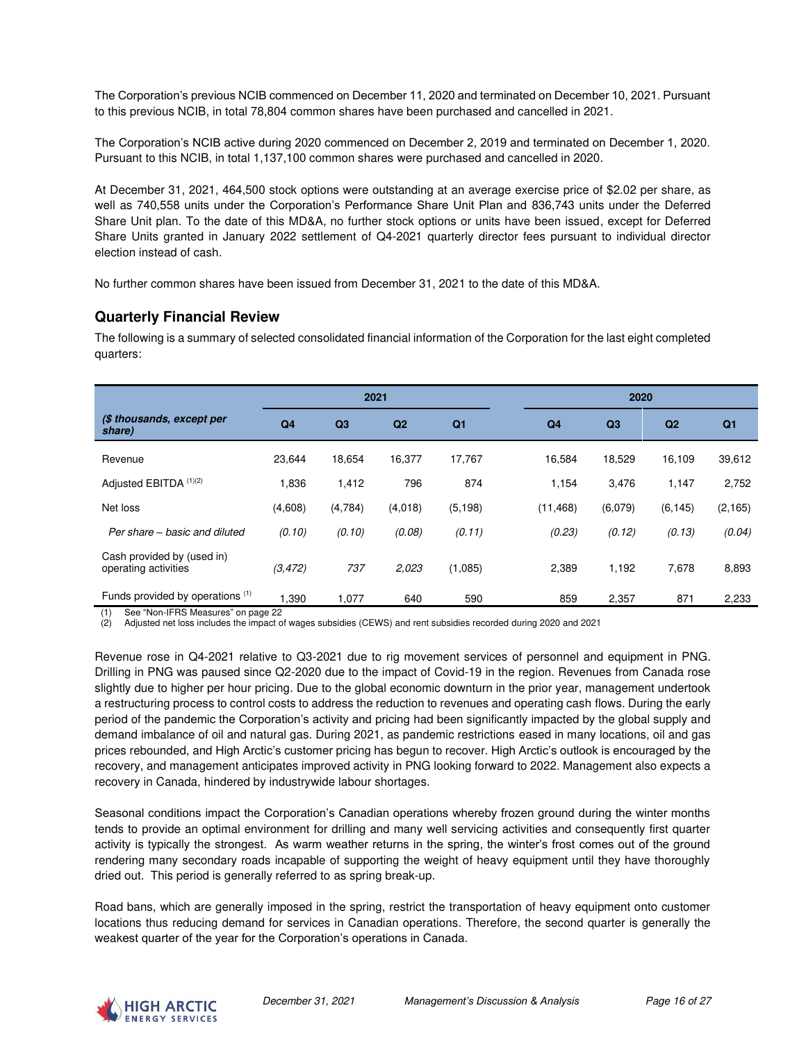The Corporation's previous NCIB commenced on December 11, 2020 and terminated on December 10, 2021. Pursuant to this previous NCIB, in total 78,804 common shares have been purchased and cancelled in 2021.

The Corporation's NCIB active during 2020 commenced on December 2, 2019 and terminated on December 1, 2020. Pursuant to this NCIB, in total 1,137,100 common shares were purchased and cancelled in 2020.

At December 31, 2021, 464,500 stock options were outstanding at an average exercise price of $2.02 per share, as well as 740,558 units under the Corporation's Performance Share Unit Plan and 836,743 units under the Deferred Share Unit plan. To the date of this MD&A, no further stock options or units have been issued, except for Deferred Share Units granted in January 2022 settlement of Q4-2021 quarterly director fees pursuant to individual director election instead of cash.

No further common shares have been issued from December 31, 2021 to the date of this MD&A.

## Quarterly Financial Review

The following is a summary of selected consolidated financial information of the Corporation for the last eight completed quarters:

| | 2021 | | | | 2020 | | | |
|---|---|---|---|---|---|---|---|---|
| ***($ thousands, except per share)*** | **Q4** | **Q3** | **Q2** | **Q1** | **Q4** | **Q3** | **Q2** | **Q1** |
| Revenue | 23,644 | 18,654 | 16,377 | 17,767 | 16,584 | 18,529 | 16,109 | 39,612 |
| Adjusted EBITDA (1)(2) | 1,836 | 1,412 | 796 | 874 | 1,154 | 3,476 | 1,147 | 2,752 |
| Net loss | (4,608) | (4,784) | (4,018) | (5,198) | (11,468) | (6,079) | (6,145) | (2,165) |
| *Per share – basic and diluted* | *(0.10)* | *(0.10)* | *(0.08)* | *(0.11)* | *(0.23)* | *(0.12)* | *(0.13)* | *(0.04)* |
| Cash provided by (used in) operating activities | *(3,472)* | *737* | *2,023* | (1,085) | 2,389 | 1,192 | 7,678 | 8,893 |
| Funds provided by operations (1) | 1,390 | 1,077 | 640 | 590 | 859 | 2,357 | 871 | 2,233 |

(1) See "Non-IFRS Measures" on page 22
(2) Adjusted net loss includes the impact of wages subsidies (CEWS) and rent subsidies recorded during 2020 and 2021

Revenue rose in Q4-2021 relative to Q3-2021 due to rig movement services of personnel and equipment in PNG. Drilling in PNG was paused since Q2-2020 due to the impact of Covid-19 in the region. Revenues from Canada rose slightly due to higher per hour pricing. Due to the global economic downturn in the prior year, management undertook a restructuring process to control costs to address the reduction to revenues and operating cash flows. During the early period of the pandemic the Corporation's activity and pricing had been significantly impacted by the global supply and demand imbalance of oil and natural gas. During 2021, as pandemic restrictions eased in many locations, oil and gas prices rebounded, and High Arctic's customer pricing has begun to recover. High Arctic's outlook is encouraged by the recovery, and management anticipates improved activity in PNG looking forward to 2022. Management also expects a recovery in Canada, hindered by industrywide labour shortages.

Seasonal conditions impact the Corporation's Canadian operations whereby frozen ground during the winter months tends to provide an optimal environment for drilling and many well servicing activities and consequently first quarter activity is typically the strongest. As warm weather returns in the spring, the winter's frost comes out of the ground rendering many secondary roads incapable of supporting the weight of heavy equipment until they have thoroughly dried out. This period is generally referred to as spring break-up.

Road bans, which are generally imposed in the spring, restrict the transportation of heavy equipment onto customer locations thus reducing demand for services in Canadian operations. Therefore, the second quarter is generally the weakest quarter of the year for the Corporation's operations in Canada.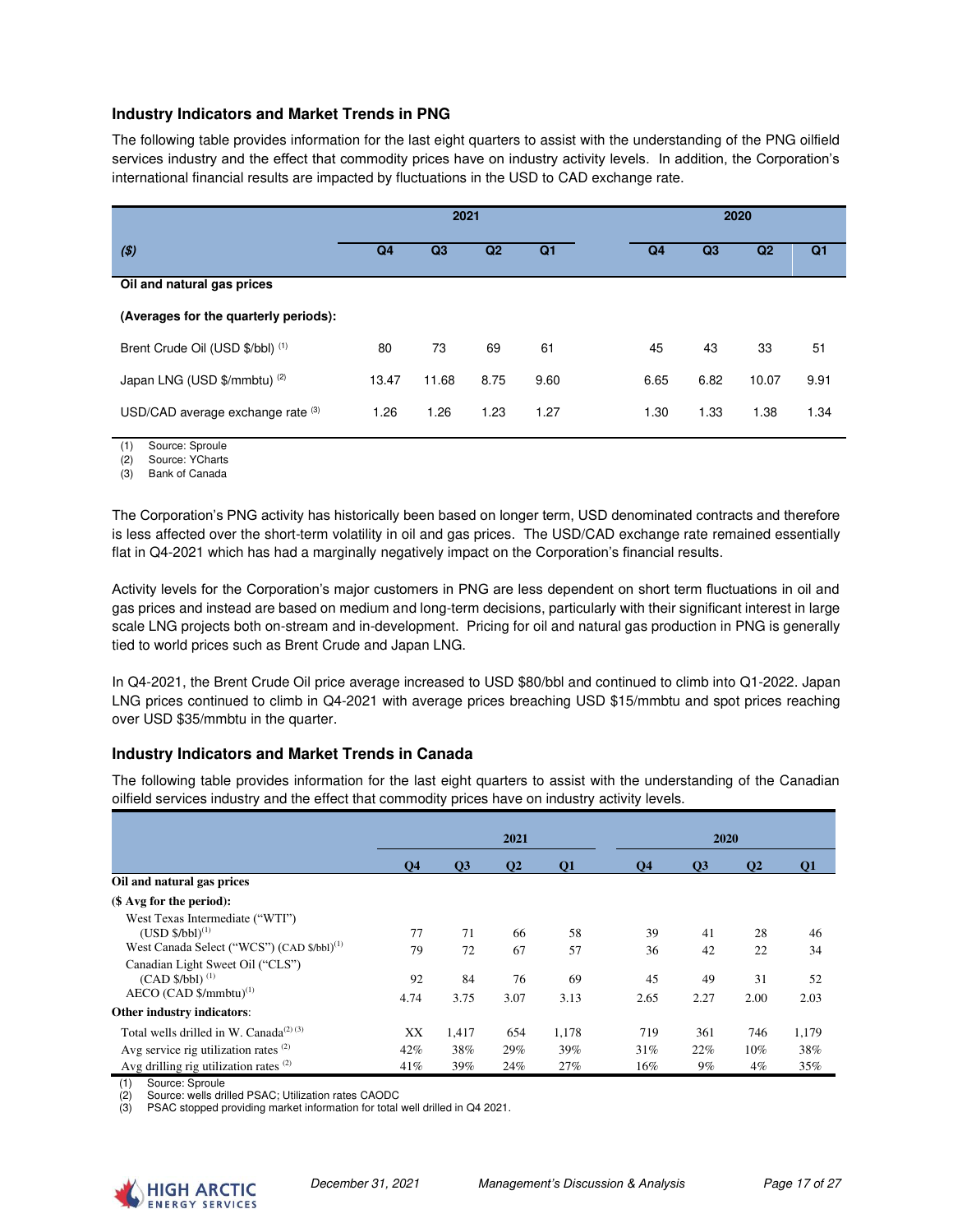### Industry Indicators and Market Trends in PNG

The following table provides information for the last eight quarters to assist with the understanding of the PNG oilfield services industry and the effect that commodity prices have on industry activity levels. In addition, the Corporation's international financial results are impacted by fluctuations in the USD to CAD exchange rate.

| | 2021 | | | | 2020 | | | |
|---|---|---|---|---|---|---|---|---|
| **($)** | **Q4** | **Q3** | **Q2** | **Q1** | **Q4** | **Q3** | **Q2** | **Q1** |
| **Oil and natural gas prices** | | | | | | | | |
| **(Averages for the quarterly periods):** | | | | | | | | |
| Brent Crude Oil (USD $/bbl) (1) | 80 | 73 | 69 | 61 | 45 | 43 | 33 | 51 |
| Japan LNG (USD $/mmbtu) (2) | 13.47 | 11.68 | 8.75 | 9.60 | 6.65 | 6.82 | 10.07 | 9.91 |
| USD/CAD average exchange rate (3) | 1.26 | 1.26 | 1.23 | 1.27 | 1.30 | 1.33 | 1.38 | 1.34 |

(1) Source: Sproule
(2) Source: YCharts
(3) Bank of Canada

The Corporation's PNG activity has historically been based on longer term, USD denominated contracts and therefore is less affected over the short-term volatility in oil and gas prices. The USD/CAD exchange rate remained essentially flat in Q4-2021 which has had a marginally negatively impact on the Corporation's financial results.

Activity levels for the Corporation's major customers in PNG are less dependent on short term fluctuations in oil and gas prices and instead are based on medium and long-term decisions, particularly with their significant interest in large scale LNG projects both on-stream and in-development. Pricing for oil and natural gas production in PNG is generally tied to world prices such as Brent Crude and Japan LNG.

In Q4-2021, the Brent Crude Oil price average increased to USD $80/bbl and continued to climb into Q1-2022. Japan LNG prices continued to climb in Q4-2021 with average prices breaching USD $15/mmbtu and spot prices reaching over USD $35/mmbtu in the quarter.

### Industry Indicators and Market Trends in Canada

The following table provides information for the last eight quarters to assist with the understanding of the Canadian oilfield services industry and the effect that commodity prices have on industry activity levels.

| | 2021 | | | | 2020 | | | |
|---|---|---|---|---|---|---|---|---|
| | **Q4** | **Q3** | **Q2** | **Q1** | **Q4** | **Q3** | **Q2** | **Q1** |
| **Oil and natural gas prices** | | | | | | | | |
| **($ Avg for the period):** | | | | | | | | |
| West Texas Intermediate ("WTI") (USD $/bbl)(1) | 77 | 71 | 66 | 58 | 39 | 41 | 28 | 46 |
| West Canada Select ("WCS") (CAD $/bbl)(1) | 79 | 72 | 67 | 57 | 36 | 42 | 22 | 34 |
| Canadian Light Sweet Oil ("CLS") (CAD $/bbl) (1) | 92 | 84 | 76 | 69 | 45 | 49 | 31 | 52 |
| AECO (CAD $/mmbtu)(1) | 4.74 | 3.75 | 3.07 | 3.13 | 2.65 | 2.27 | 2.00 | 2.03 |
| **Other industry indicators**: | | | | | | | | |
| Total wells drilled in W. Canada(2) (3) | XX | 1,417 | 654 | 1,178 | 719 | 361 | 746 | 1,179 |
| Avg service rig utilization rates (2) | 42% | 38% | 29% | 39% | 31% | 22% | 10% | 38% |
| Avg drilling rig utilization rates (2) | 41% | 39% | 24% | 27% | 16% | 9% | 4% | 35% |

(1) Source: Sproule
(2) Source: wells drilled PSAC; Utilization rates CAODC
(3) PSAC stopped providing market information for total well drilled in Q4 2021.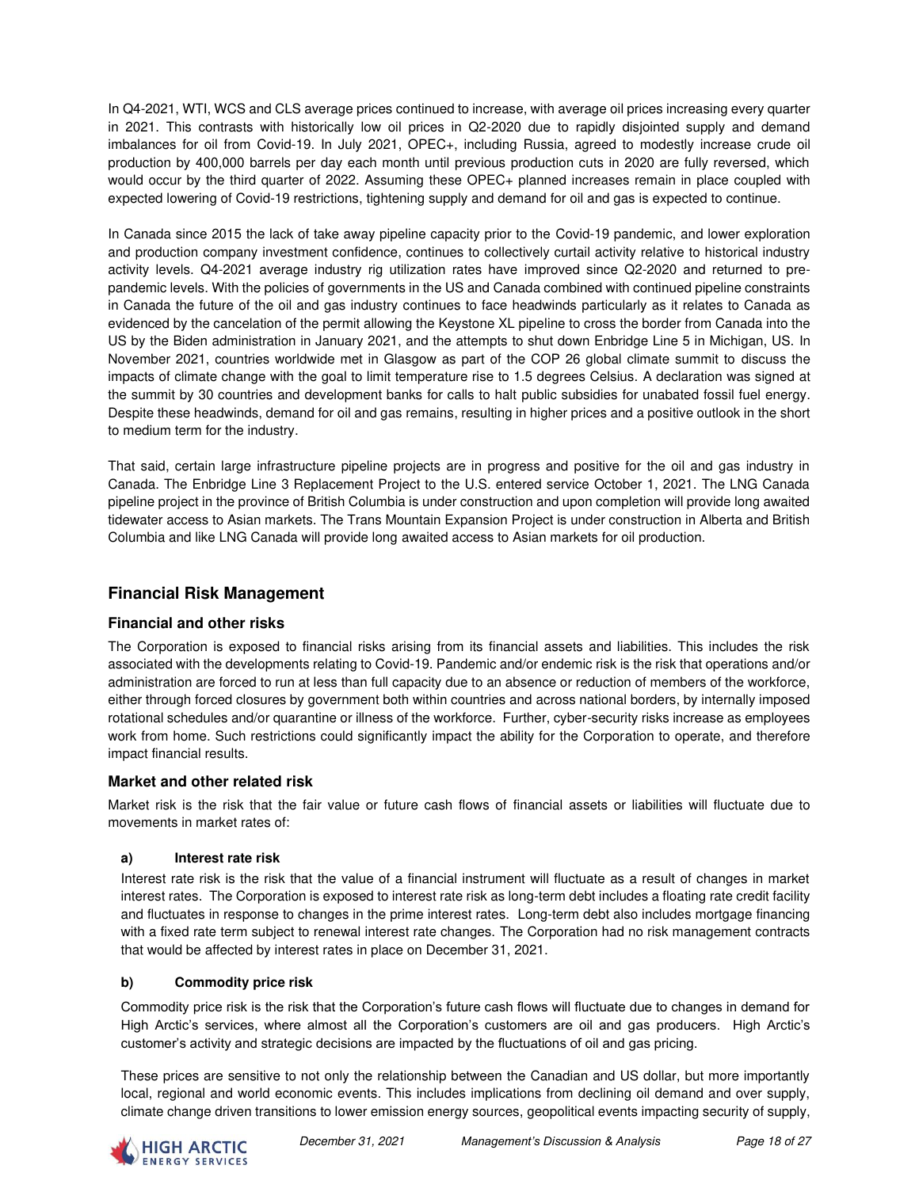In Q4-2021, WTI, WCS and CLS average prices continued to increase, with average oil prices increasing every quarter in 2021. This contrasts with historically low oil prices in Q2-2020 due to rapidly disjointed supply and demand imbalances for oil from Covid-19. In July 2021, OPEC+, including Russia, agreed to modestly increase crude oil production by 400,000 barrels per day each month until previous production cuts in 2020 are fully reversed, which would occur by the third quarter of 2022. Assuming these OPEC+ planned increases remain in place coupled with expected lowering of Covid-19 restrictions, tightening supply and demand for oil and gas is expected to continue.

In Canada since 2015 the lack of take away pipeline capacity prior to the Covid-19 pandemic, and lower exploration and production company investment confidence, continues to collectively curtail activity relative to historical industry activity levels. Q4-2021 average industry rig utilization rates have improved since Q2-2020 and returned to pre-pandemic levels. With the policies of governments in the US and Canada combined with continued pipeline constraints in Canada the future of the oil and gas industry continues to face headwinds particularly as it relates to Canada as evidenced by the cancelation of the permit allowing the Keystone XL pipeline to cross the border from Canada into the US by the Biden administration in January 2021, and the attempts to shut down Enbridge Line 5 in Michigan, US. In November 2021, countries worldwide met in Glasgow as part of the COP 26 global climate summit to discuss the impacts of climate change with the goal to limit temperature rise to 1.5 degrees Celsius. A declaration was signed at the summit by 30 countries and development banks for calls to halt public subsidies for unabated fossil fuel energy. Despite these headwinds, demand for oil and gas remains, resulting in higher prices and a positive outlook in the short to medium term for the industry.

That said, certain large infrastructure pipeline projects are in progress and positive for the oil and gas industry in Canada. The Enbridge Line 3 Replacement Project to the U.S. entered service October 1, 2021. The LNG Canada pipeline project in the province of British Columbia is under construction and upon completion will provide long awaited tidewater access to Asian markets. The Trans Mountain Expansion Project is under construction in Alberta and British Columbia and like LNG Canada will provide long awaited access to Asian markets for oil production.

## Financial Risk Management

### Financial and other risks

The Corporation is exposed to financial risks arising from its financial assets and liabilities. This includes the risk associated with the developments relating to Covid-19. Pandemic and/or endemic risk is the risk that operations and/or administration are forced to run at less than full capacity due to an absence or reduction of members of the workforce, either through forced closures by government both within countries and across national borders, by internally imposed rotational schedules and/or quarantine or illness of the workforce. Further, cyber-security risks increase as employees work from home. Such restrictions could significantly impact the ability for the Corporation to operate, and therefore impact financial results.

### Market and other related risk

Market risk is the risk that the fair value or future cash flows of financial assets or liabilities will fluctuate due to movements in market rates of:

**a) Interest rate risk**

Interest rate risk is the risk that the value of a financial instrument will fluctuate as a result of changes in market interest rates. The Corporation is exposed to interest rate risk as long-term debt includes a floating rate credit facility and fluctuates in response to changes in the prime interest rates. Long-term debt also includes mortgage financing with a fixed rate term subject to renewal interest rate changes. The Corporation had no risk management contracts that would be affected by interest rates in place on December 31, 2021.

**b) Commodity price risk**

Commodity price risk is the risk that the Corporation's future cash flows will fluctuate due to changes in demand for High Arctic's services, where almost all the Corporation's customers are oil and gas producers. High Arctic's customer's activity and strategic decisions are impacted by the fluctuations of oil and gas pricing.

These prices are sensitive to not only the relationship between the Canadian and US dollar, but more importantly local, regional and world economic events. This includes implications from declining oil demand and over supply, climate change driven transitions to lower emission energy sources, geopolitical events impacting security of supply,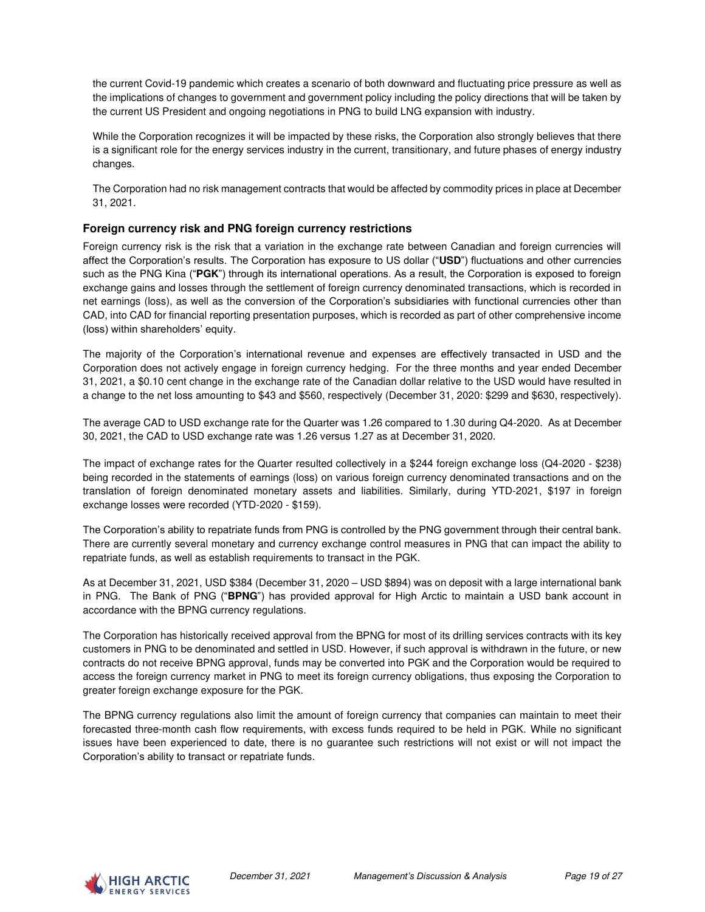the current Covid-19 pandemic which creates a scenario of both downward and fluctuating price pressure as well as the implications of changes to government and government policy including the policy directions that will be taken by the current US President and ongoing negotiations in PNG to build LNG expansion with industry.

While the Corporation recognizes it will be impacted by these risks, the Corporation also strongly believes that there is a significant role for the energy services industry in the current, transitionary, and future phases of energy industry changes.

The Corporation had no risk management contracts that would be affected by commodity prices in place at December 31, 2021.

### Foreign currency risk and PNG foreign currency restrictions

Foreign currency risk is the risk that a variation in the exchange rate between Canadian and foreign currencies will affect the Corporation's results. The Corporation has exposure to US dollar ("**USD**") fluctuations and other currencies such as the PNG Kina ("**PGK**") through its international operations. As a result, the Corporation is exposed to foreign exchange gains and losses through the settlement of foreign currency denominated transactions, which is recorded in net earnings (loss), as well as the conversion of the Corporation's subsidiaries with functional currencies other than CAD, into CAD for financial reporting presentation purposes, which is recorded as part of other comprehensive income (loss) within shareholders' equity.

The majority of the Corporation's international revenue and expenses are effectively transacted in USD and the Corporation does not actively engage in foreign currency hedging. For the three months and year ended December 31, 2021, a $0.10 cent change in the exchange rate of the Canadian dollar relative to the USD would have resulted in a change to the net loss amounting to $43 and $560, respectively (December 31, 2020: $299 and $630, respectively).

The average CAD to USD exchange rate for the Quarter was 1.26 compared to 1.30 during Q4-2020. As at December 30, 2021, the CAD to USD exchange rate was 1.26 versus 1.27 as at December 31, 2020.

The impact of exchange rates for the Quarter resulted collectively in a $244 foreign exchange loss (Q4-2020 - $238) being recorded in the statements of earnings (loss) on various foreign currency denominated transactions and on the translation of foreign denominated monetary assets and liabilities. Similarly, during YTD-2021, $197 in foreign exchange losses were recorded (YTD-2020 - $159).

The Corporation's ability to repatriate funds from PNG is controlled by the PNG government through their central bank. There are currently several monetary and currency exchange control measures in PNG that can impact the ability to repatriate funds, as well as establish requirements to transact in the PGK.

As at December 31, 2021, USD $384 (December 31, 2020 – USD $894) was on deposit with a large international bank in PNG. The Bank of PNG ("**BPNG**") has provided approval for High Arctic to maintain a USD bank account in accordance with the BPNG currency regulations.

The Corporation has historically received approval from the BPNG for most of its drilling services contracts with its key customers in PNG to be denominated and settled in USD. However, if such approval is withdrawn in the future, or new contracts do not receive BPNG approval, funds may be converted into PGK and the Corporation would be required to access the foreign currency market in PNG to meet its foreign currency obligations, thus exposing the Corporation to greater foreign exchange exposure for the PGK.

The BPNG currency regulations also limit the amount of foreign currency that companies can maintain to meet their forecasted three-month cash flow requirements, with excess funds required to be held in PGK. While no significant issues have been experienced to date, there is no guarantee such restrictions will not exist or will not impact the Corporation's ability to transact or repatriate funds.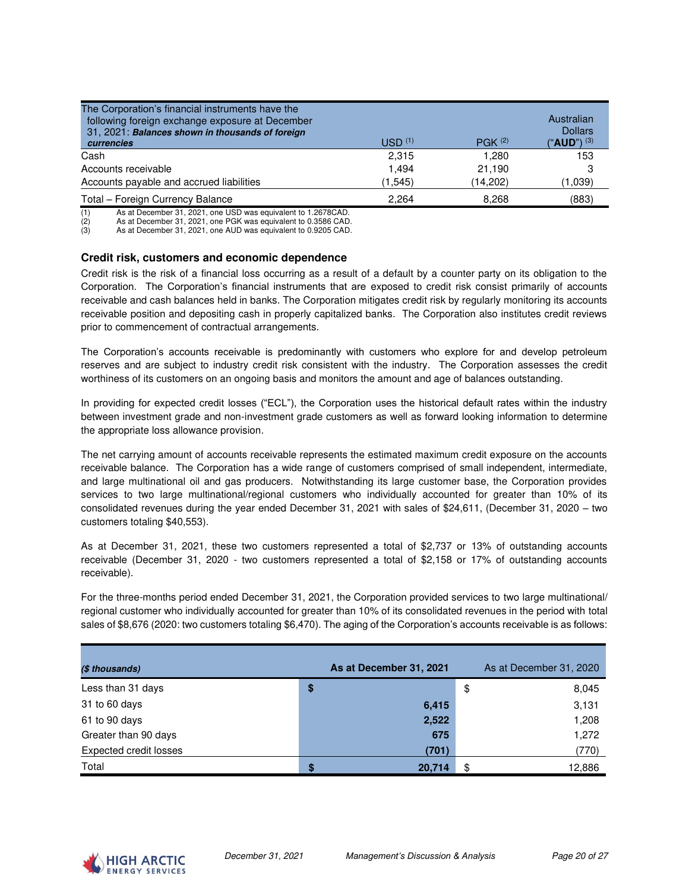| The Corporation's financial instruments have the following foreign exchange exposure at December 31, 2021: ***Balances shown in thousands of foreign currencies*** | USD [1] | PGK [2] | Australian Dollars ("**AUD**") [3] |
|---|---|---|---|
| Cash | 2,315 | 1,280 | 153 |
| Accounts receivable | 1,494 | 21,190 | 3 |
| Accounts payable and accrued liabilities | (1,545) | (14,202) | (1,039) |
| Total – Foreign Currency Balance | 2,264 | 8,268 | (883) |

(1) As at December 31, 2021, one USD was equivalent to 1.2678CAD.
(2) As at December 31, 2021, one PGK was equivalent to 0.3586 CAD.
(3) As at December 31, 2021, one AUD was equivalent to 0.9205 CAD.

### Credit risk, customers and economic dependence

Credit risk is the risk of a financial loss occurring as a result of a default by a counter party on its obligation to the Corporation. The Corporation's financial instruments that are exposed to credit risk consist primarily of accounts receivable and cash balances held in banks. The Corporation mitigates credit risk by regularly monitoring its accounts receivable position and depositing cash in properly capitalized banks. The Corporation also institutes credit reviews prior to commencement of contractual arrangements.

The Corporation's accounts receivable is predominantly with customers who explore for and develop petroleum reserves and are subject to industry credit risk consistent with the industry. The Corporation assesses the credit worthiness of its customers on an ongoing basis and monitors the amount and age of balances outstanding.

In providing for expected credit losses ("ECL"), the Corporation uses the historical default rates within the industry between investment grade and non-investment grade customers as well as forward looking information to determine the appropriate loss allowance provision.

The net carrying amount of accounts receivable represents the estimated maximum credit exposure on the accounts receivable balance. The Corporation has a wide range of customers comprised of small independent, intermediate, and large multinational oil and gas producers. Notwithstanding its large customer base, the Corporation provides services to two large multinational/regional customers who individually accounted for greater than 10% of its consolidated revenues during the year ended December 31, 2021 with sales of $24,611, (December 31, 2020 – two customers totaling $40,553).

As at December 31, 2021, these two customers represented a total of $2,737 or 13% of outstanding accounts receivable (December 31, 2020 - two customers represented a total of $2,158 or 17% of outstanding accounts receivable).

For the three-months period ended December 31, 2021, the Corporation provided services to two large multinational/ regional customer who individually accounted for greater than 10% of its consolidated revenues in the period with total sales of $8,676 (2020: two customers totaling $6,470). The aging of the Corporation's accounts receivable is as follows:

| *($ thousands)* | | **As at December 31, 2021** | | As at December 31, 2020 |
|---|---|---|---|---|
| Less than 31 days | **$** | | $ | 8,045 |
| 31 to 60 days | | **6,415** | | 3,131 |
| 61 to 90 days | | **2,522** | | 1,208 |
| Greater than 90 days | | **675** | | 1,272 |
| Expected credit losses | | **(701)** | | (770) |
| Total | **$** | **20,714** | $ | 12,886 |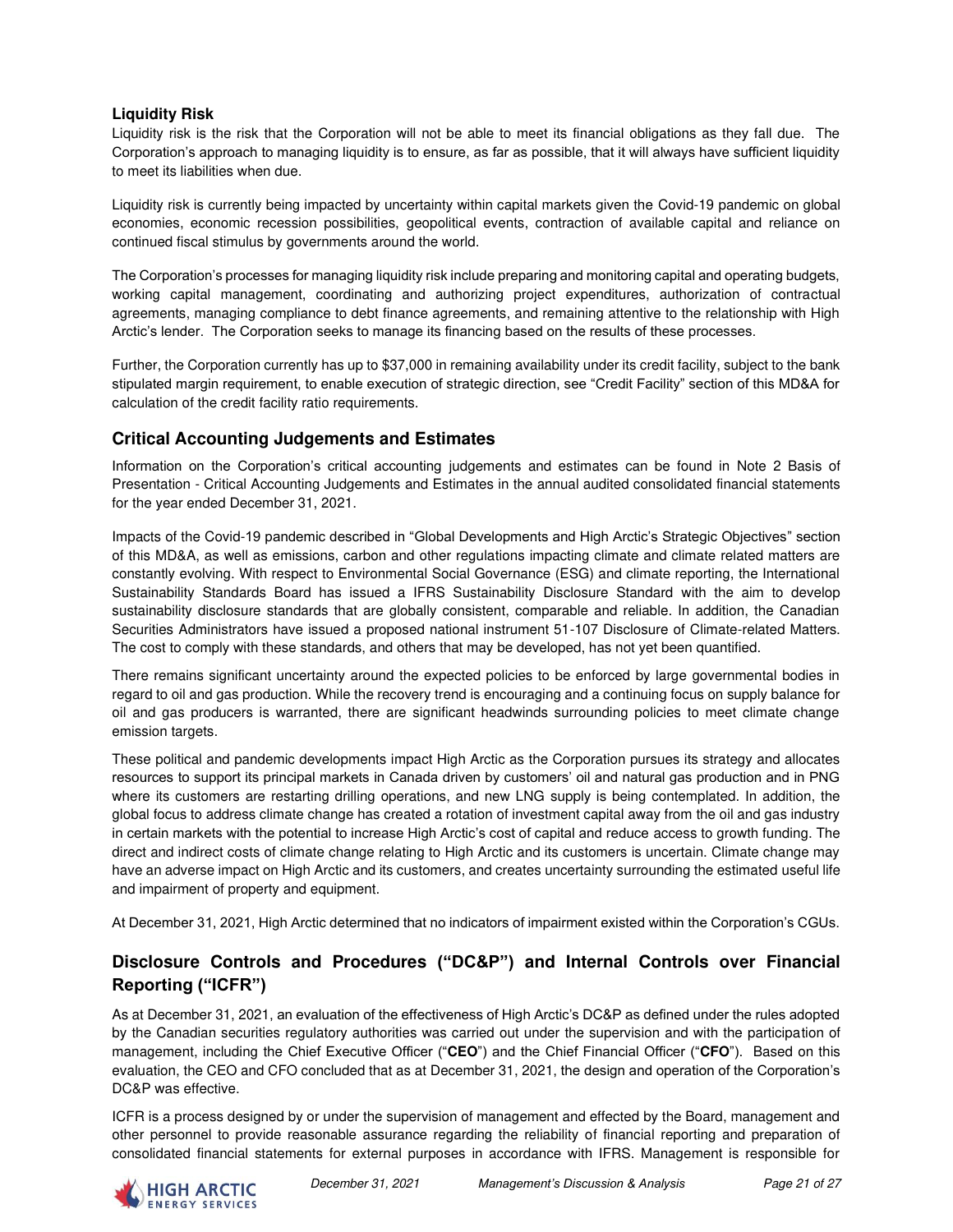### Liquidity Risk

Liquidity risk is the risk that the Corporation will not be able to meet its financial obligations as they fall due. The Corporation's approach to managing liquidity is to ensure, as far as possible, that it will always have sufficient liquidity to meet its liabilities when due.

Liquidity risk is currently being impacted by uncertainty within capital markets given the Covid-19 pandemic on global economies, economic recession possibilities, geopolitical events, contraction of available capital and reliance on continued fiscal stimulus by governments around the world.

The Corporation's processes for managing liquidity risk include preparing and monitoring capital and operating budgets, working capital management, coordinating and authorizing project expenditures, authorization of contractual agreements, managing compliance to debt finance agreements, and remaining attentive to the relationship with High Arctic's lender. The Corporation seeks to manage its financing based on the results of these processes.

Further, the Corporation currently has up to $37,000 in remaining availability under its credit facility, subject to the bank stipulated margin requirement, to enable execution of strategic direction, see "Credit Facility" section of this MD&A for calculation of the credit facility ratio requirements.

## Critical Accounting Judgements and Estimates

Information on the Corporation's critical accounting judgements and estimates can be found in Note 2 Basis of Presentation - Critical Accounting Judgements and Estimates in the annual audited consolidated financial statements for the year ended December 31, 2021.

Impacts of the Covid-19 pandemic described in "Global Developments and High Arctic's Strategic Objectives" section of this MD&A, as well as emissions, carbon and other regulations impacting climate and climate related matters are constantly evolving. With respect to Environmental Social Governance (ESG) and climate reporting, the International Sustainability Standards Board has issued a IFRS Sustainability Disclosure Standard with the aim to develop sustainability disclosure standards that are globally consistent, comparable and reliable. In addition, the Canadian Securities Administrators have issued a proposed national instrument 51-107 Disclosure of Climate-related Matters. The cost to comply with these standards, and others that may be developed, has not yet been quantified.

There remains significant uncertainty around the expected policies to be enforced by large governmental bodies in regard to oil and gas production. While the recovery trend is encouraging and a continuing focus on supply balance for oil and gas producers is warranted, there are significant headwinds surrounding policies to meet climate change emission targets.

These political and pandemic developments impact High Arctic as the Corporation pursues its strategy and allocates resources to support its principal markets in Canada driven by customers' oil and natural gas production and in PNG where its customers are restarting drilling operations, and new LNG supply is being contemplated. In addition, the global focus to address climate change has created a rotation of investment capital away from the oil and gas industry in certain markets with the potential to increase High Arctic's cost of capital and reduce access to growth funding. The direct and indirect costs of climate change relating to High Arctic and its customers is uncertain. Climate change may have an adverse impact on High Arctic and its customers, and creates uncertainty surrounding the estimated useful life and impairment of property and equipment.

At December 31, 2021, High Arctic determined that no indicators of impairment existed within the Corporation's CGUs.

## Disclosure Controls and Procedures ("DC&P") and Internal Controls over Financial Reporting ("ICFR")

As at December 31, 2021, an evaluation of the effectiveness of High Arctic's DC&P as defined under the rules adopted by the Canadian securities regulatory authorities was carried out under the supervision and with the participation of management, including the Chief Executive Officer ("**CEO**") and the Chief Financial Officer ("**CFO**"). Based on this evaluation, the CEO and CFO concluded that as at December 31, 2021, the design and operation of the Corporation's DC&P was effective.

ICFR is a process designed by or under the supervision of management and effected by the Board, management and other personnel to provide reasonable assurance regarding the reliability of financial reporting and preparation of consolidated financial statements for external purposes in accordance with IFRS. Management is responsible for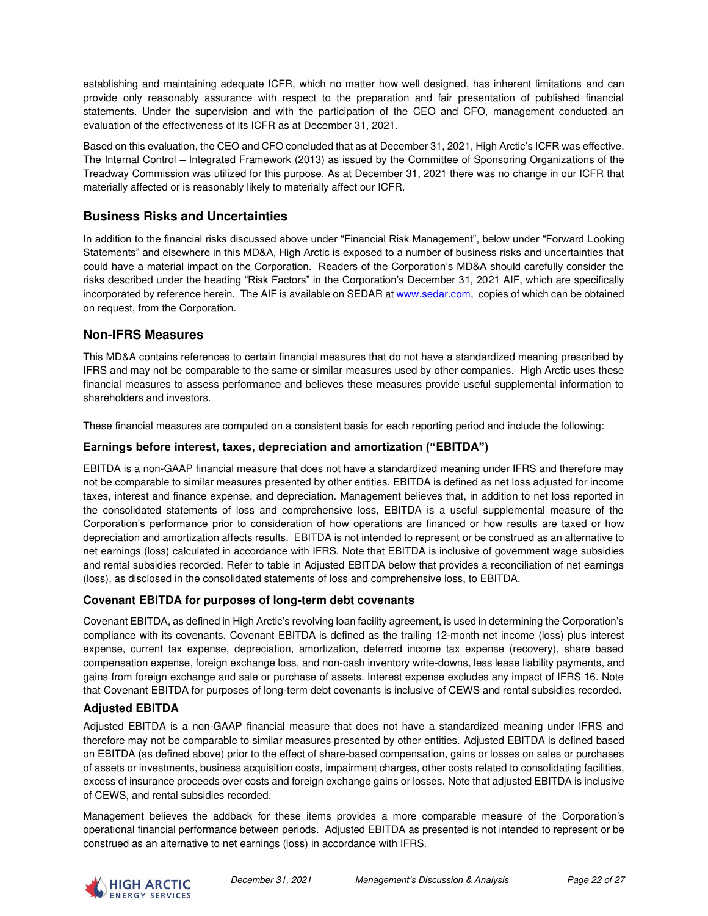establishing and maintaining adequate ICFR, which no matter how well designed, has inherent limitations and can provide only reasonably assurance with respect to the preparation and fair presentation of published financial statements. Under the supervision and with the participation of the CEO and CFO, management conducted an evaluation of the effectiveness of its ICFR as at December 31, 2021.

Based on this evaluation, the CEO and CFO concluded that as at December 31, 2021, High Arctic's ICFR was effective. The Internal Control – Integrated Framework (2013) as issued by the Committee of Sponsoring Organizations of the Treadway Commission was utilized for this purpose. As at December 31, 2021 there was no change in our ICFR that materially affected or is reasonably likely to materially affect our ICFR.

## Business Risks and Uncertainties

In addition to the financial risks discussed above under "Financial Risk Management", below under "Forward Looking Statements" and elsewhere in this MD&A, High Arctic is exposed to a number of business risks and uncertainties that could have a material impact on the Corporation. Readers of the Corporation's MD&A should carefully consider the risks described under the heading "Risk Factors" in the Corporation's December 31, 2021 AIF, which are specifically incorporated by reference herein. The AIF is available on SEDAR at www.sedar.com, copies of which can be obtained on request, from the Corporation.

## Non-IFRS Measures

This MD&A contains references to certain financial measures that do not have a standardized meaning prescribed by IFRS and may not be comparable to the same or similar measures used by other companies. High Arctic uses these financial measures to assess performance and believes these measures provide useful supplemental information to shareholders and investors.

These financial measures are computed on a consistent basis for each reporting period and include the following:

### Earnings before interest, taxes, depreciation and amortization ("EBITDA")

EBITDA is a non-GAAP financial measure that does not have a standardized meaning under IFRS and therefore may not be comparable to similar measures presented by other entities. EBITDA is defined as net loss adjusted for income taxes, interest and finance expense, and depreciation. Management believes that, in addition to net loss reported in the consolidated statements of loss and comprehensive loss, EBITDA is a useful supplemental measure of the Corporation's performance prior to consideration of how operations are financed or how results are taxed or how depreciation and amortization affects results. EBITDA is not intended to represent or be construed as an alternative to net earnings (loss) calculated in accordance with IFRS. Note that EBITDA is inclusive of government wage subsidies and rental subsidies recorded. Refer to table in Adjusted EBITDA below that provides a reconciliation of net earnings (loss), as disclosed in the consolidated statements of loss and comprehensive loss, to EBITDA.

### Covenant EBITDA for purposes of long-term debt covenants

Covenant EBITDA, as defined in High Arctic's revolving loan facility agreement, is used in determining the Corporation's compliance with its covenants. Covenant EBITDA is defined as the trailing 12-month net income (loss) plus interest expense, current tax expense, depreciation, amortization, deferred income tax expense (recovery), share based compensation expense, foreign exchange loss, and non-cash inventory write-downs, less lease liability payments, and gains from foreign exchange and sale or purchase of assets. Interest expense excludes any impact of IFRS 16. Note that Covenant EBITDA for purposes of long-term debt covenants is inclusive of CEWS and rental subsidies recorded.

### Adjusted EBITDA

Adjusted EBITDA is a non-GAAP financial measure that does not have a standardized meaning under IFRS and therefore may not be comparable to similar measures presented by other entities. Adjusted EBITDA is defined based on EBITDA (as defined above) prior to the effect of share-based compensation, gains or losses on sales or purchases of assets or investments, business acquisition costs, impairment charges, other costs related to consolidating facilities, excess of insurance proceeds over costs and foreign exchange gains or losses. Note that adjusted EBITDA is inclusive of CEWS, and rental subsidies recorded.

Management believes the addback for these items provides a more comparable measure of the Corporation's operational financial performance between periods. Adjusted EBITDA as presented is not intended to represent or be construed as an alternative to net earnings (loss) in accordance with IFRS.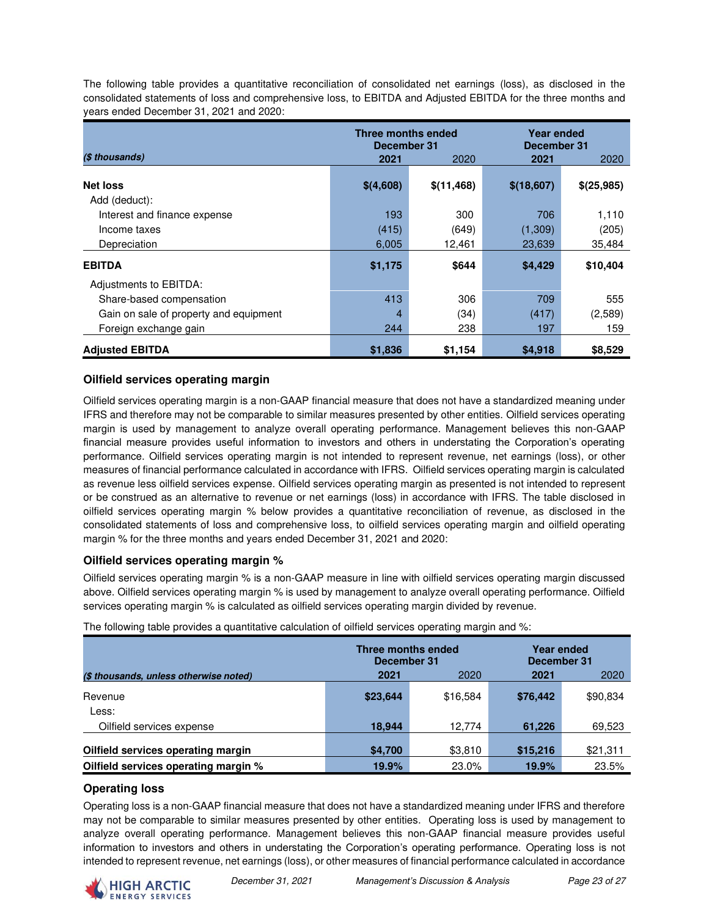The following table provides a quantitative reconciliation of consolidated net earnings (loss), as disclosed in the consolidated statements of loss and comprehensive loss, to EBITDA and Adjusted EBITDA for the three months and years ended December 31, 2021 and 2020:

| *($ thousands)* | Three months ended December 31 | | Year ended December 31 | |
|---|---|---|---|---|
| | **2021** | 2020 | **2021** | 2020 |
| **Net loss** | **$(4,608)** | **$(11,468)** | **$(18,607)** | **$(25,985)** |
| Add (deduct): | | | | |
| Interest and finance expense | 193 | 300 | 706 | 1,110 |
| Income taxes | (415) | (649) | (1,309) | (205) |
| Depreciation | 6,005 | 12,461 | 23,639 | 35,484 |
| **EBITDA** | **$1,175** | **$644** | **$4,429** | **$10,404** |
| Adjustments to EBITDA: | | | | |
| Share-based compensation | 413 | 306 | 709 | 555 |
| Gain on sale of property and equipment | 4 | (34) | (417) | (2,589) |
| Foreign exchange gain | 244 | 238 | 197 | 159 |
| **Adjusted EBITDA** | **$1,836** | **$1,154** | **$4,918** | **$8,529** |

### Oilfield services operating margin

Oilfield services operating margin is a non-GAAP financial measure that does not have a standardized meaning under IFRS and therefore may not be comparable to similar measures presented by other entities. Oilfield services operating margin is used by management to analyze overall operating performance. Management believes this non-GAAP financial measure provides useful information to investors and others in understating the Corporation's operating performance. Oilfield services operating margin is not intended to represent revenue, net earnings (loss), or other measures of financial performance calculated in accordance with IFRS. Oilfield services operating margin is calculated as revenue less oilfield services expense. Oilfield services operating margin as presented is not intended to represent or be construed as an alternative to revenue or net earnings (loss) in accordance with IFRS. The table disclosed in oilfield services operating margin % below provides a quantitative reconciliation of revenue, as disclosed in the consolidated statements of loss and comprehensive loss, to oilfield services operating margin and oilfield operating margin % for the three months and years ended December 31, 2021 and 2020:

### Oilfield services operating margin %

Oilfield services operating margin % is a non-GAAP measure in line with oilfield services operating margin discussed above. Oilfield services operating margin % is used by management to analyze overall operating performance. Oilfield services operating margin % is calculated as oilfield services operating margin divided by revenue.

The following table provides a quantitative calculation of oilfield services operating margin and %:

| *($ thousands, unless otherwise noted)* | Three months ended December 31 | | Year ended December 31 | |
|---|---|---|---|---|
| | **2021** | 2020 | **2021** | 2020 |
| Revenue | **$23,644** | $16,584 | **$76,442** | $90,834 |
| Less: | | | | |
| Oilfield services expense | **18,944** | 12,774 | **61,226** | 69,523 |
| **Oilfield services operating margin** | **$4,700** | $3,810 | **$15,216** | $21,311 |
| **Oilfield services operating margin %** | **19.9%** | 23.0% | **19.9%** | 23.5% |

### Operating loss

Operating loss is a non-GAAP financial measure that does not have a standardized meaning under IFRS and therefore may not be comparable to similar measures presented by other entities. Operating loss is used by management to analyze overall operating performance. Management believes this non-GAAP financial measure provides useful information to investors and others in understanding the Corporation's operating performance. Operating loss is not intended to represent revenue, net earnings (loss), or other measures of financial performance calculated in accordance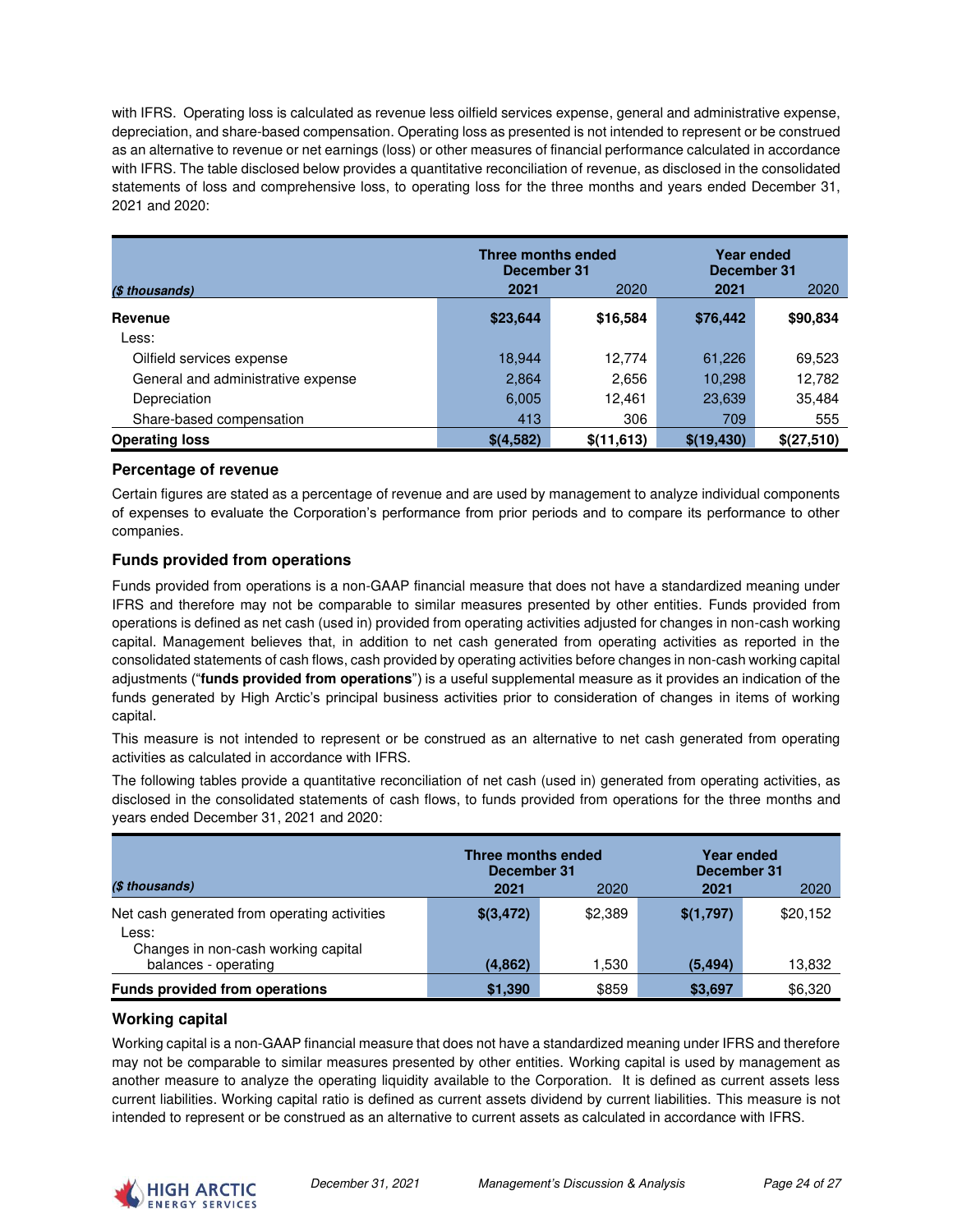with IFRS. Operating loss is calculated as revenue less oilfield services expense, general and administrative expense, depreciation, and share-based compensation. Operating loss as presented is not intended to represent or be construed as an alternative to revenue or net earnings (loss) or other measures of financial performance calculated in accordance with IFRS. The table disclosed below provides a quantitative reconciliation of revenue, as disclosed in the consolidated statements of loss and comprehensive loss, to operating loss for the three months and years ended December 31, 2021 and 2020:

| | Three months ended December 31 | | Year ended December 31 | |
|---|---|---|---|---|
| *($ thousands)* | **2021** | 2020 | **2021** | 2020 |
| **Revenue** | **$23,644** | **$16,584** | **$76,442** | **$90,834** |
| Less: | | | | |
| Oilfield services expense | 18,944 | 12,774 | 61,226 | 69,523 |
| General and administrative expense | 2,864 | 2,656 | 10,298 | 12,782 |
| Depreciation | 6,005 | 12,461 | 23,639 | 35,484 |
| Share-based compensation | 413 | 306 | 709 | 555 |
| **Operating loss** | **$(4,582)** | **$(11,613)** | **$(19,430)** | **$(27,510)** |

### Percentage of revenue

Certain figures are stated as a percentage of revenue and are used by management to analyze individual components of expenses to evaluate the Corporation's performance from prior periods and to compare its performance to other companies.

### Funds provided from operations

Funds provided from operations is a non-GAAP financial measure that does not have a standardized meaning under IFRS and therefore may not be comparable to similar measures presented by other entities. Funds provided from operations is defined as net cash (used in) provided from operating activities adjusted for changes in non-cash working capital. Management believes that, in addition to net cash generated from operating activities as reported in the consolidated statements of cash flows, cash provided by operating activities before changes in non-cash working capital adjustments ("**funds provided from operations**") is a useful supplemental measure as it provides an indication of the funds generated by High Arctic's principal business activities prior to consideration of changes in items of working capital.

This measure is not intended to represent or be construed as an alternative to net cash generated from operating activities as calculated in accordance with IFRS.

The following tables provide a quantitative reconciliation of net cash (used in) generated from operating activities, as disclosed in the consolidated statements of cash flows, to funds provided from operations for the three months and years ended December 31, 2021 and 2020:

| | Three months ended December 31 | | Year ended December 31 | |
|---|---|---|---|---|
| *($ thousands)* | **2021** | 2020 | **2021** | 2020 |
| Net cash generated from operating activities | **$(3,472)** | $2,389 | **$(1,797)** | $20,152 |
| Less: | | | | |
| Changes in non-cash working capital balances - operating | **(4,862)** | 1,530 | **(5,494)** | 13,832 |
| **Funds provided from operations** | **$1,390** | $859 | **$3,697** | $6,320 |

### Working capital

Working capital is a non-GAAP financial measure that does not have a standardized meaning under IFRS and therefore may not be comparable to similar measures presented by other entities. Working capital is used by management as another measure to analyze the operating liquidity available to the Corporation. It is defined as current assets less current liabilities. Working capital ratio is defined as current assets dividend by current liabilities. This measure is not intended to represent or be construed as an alternative to current assets as calculated in accordance with IFRS.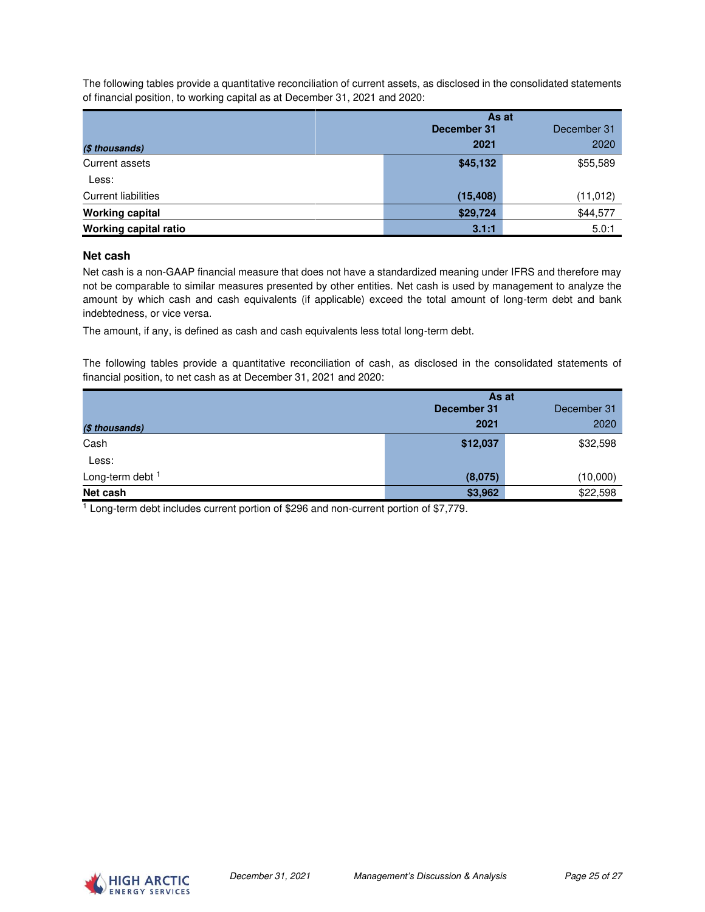The following tables provide a quantitative reconciliation of current assets, as disclosed in the consolidated statements of financial position, to working capital as at December 31, 2021 and 2020:

| ($ thousands) | As at December 31 2021 | December 31 2020 |
|---|---|---|
| Current assets | **$45,132** | $55,589 |
| Less: | | |
| Current liabilities | **(15,408)** | (11,012) |
| **Working capital** | **$29,724** | $44,577 |
| **Working capital ratio** | **3.1:1** | 5.0:1 |

### Net cash

Net cash is a non-GAAP financial measure that does not have a standardized meaning under IFRS and therefore may not be comparable to similar measures presented by other entities. Net cash is used by management to analyze the amount by which cash and cash equivalents (if applicable) exceed the total amount of long-term debt and bank indebtedness, or vice versa.

The amount, if any, is defined as cash and cash equivalents less total long-term debt.

The following tables provide a quantitative reconciliation of cash, as disclosed in the consolidated statements of financial position, to net cash as at December 31, 2021 and 2020:

| ($ thousands) | As at December 31 2021 | December 31 2020 |
|---|---|---|
| Cash | **$12,037** | $32,598 |
| Less: | | |
| Long-term debt [1] | **(8,075)** | (10,000) |
| **Net cash** | **$3,962** | $22,598 |

[1] Long-term debt includes current portion of $296 and non-current portion of $7,779.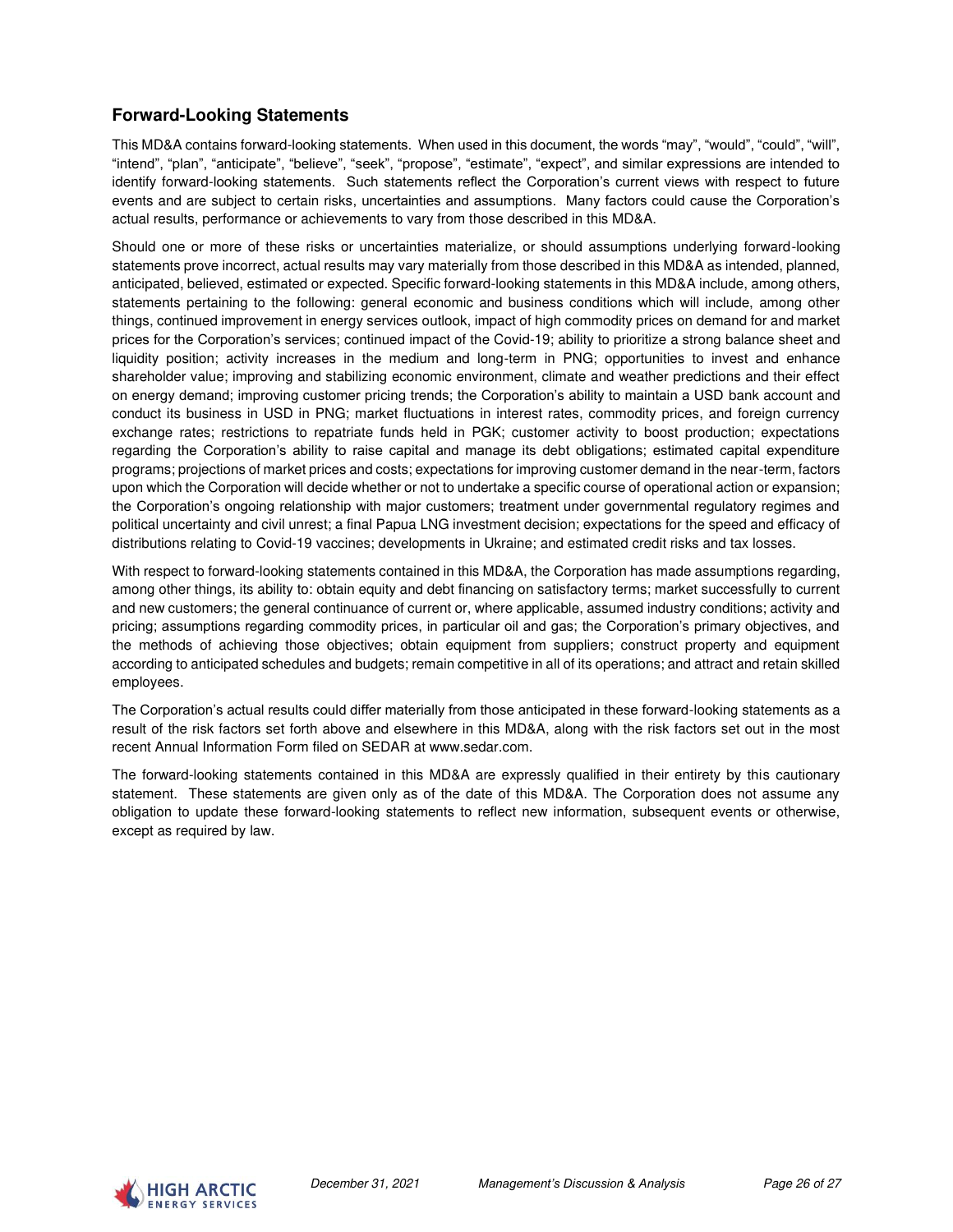## Forward-Looking Statements

This MD&A contains forward-looking statements. When used in this document, the words "may", "would", "could", "will", "intend", "plan", "anticipate", "believe", "seek", "propose", "estimate", "expect", and similar expressions are intended to identify forward-looking statements. Such statements reflect the Corporation's current views with respect to future events and are subject to certain risks, uncertainties and assumptions. Many factors could cause the Corporation's actual results, performance or achievements to vary from those described in this MD&A.

Should one or more of these risks or uncertainties materialize, or should assumptions underlying forward-looking statements prove incorrect, actual results may vary materially from those described in this MD&A as intended, planned, anticipated, believed, estimated or expected. Specific forward-looking statements in this MD&A include, among others, statements pertaining to the following: general economic and business conditions which will include, among other things, continued improvement in energy services outlook, impact of high commodity prices on demand for and market prices for the Corporation's services; continued impact of the Covid-19; ability to prioritize a strong balance sheet and liquidity position; activity increases in the medium and long-term in PNG; opportunities to invest and enhance shareholder value; improving and stabilizing economic environment, climate and weather predictions and their effect on energy demand; improving customer pricing trends; the Corporation's ability to maintain a USD bank account and conduct its business in USD in PNG; market fluctuations in interest rates, commodity prices, and foreign currency exchange rates; restrictions to repatriate funds held in PGK; customer activity to boost production; expectations regarding the Corporation's ability to raise capital and manage its debt obligations; estimated capital expenditure programs; projections of market prices and costs; expectations for improving customer demand in the near-term, factors upon which the Corporation will decide whether or not to undertake a specific course of operational action or expansion; the Corporation's ongoing relationship with major customers; treatment under governmental regulatory regimes and political uncertainty and civil unrest; a final Papua LNG investment decision; expectations for the speed and efficacy of distributions relating to Covid-19 vaccines; developments in Ukraine; and estimated credit risks and tax losses.

With respect to forward-looking statements contained in this MD&A, the Corporation has made assumptions regarding, among other things, its ability to: obtain equity and debt financing on satisfactory terms; market successfully to current and new customers; the general continuance of current or, where applicable, assumed industry conditions; activity and pricing; assumptions regarding commodity prices, in particular oil and gas; the Corporation's primary objectives, and the methods of achieving those objectives; obtain equipment from suppliers; construct property and equipment according to anticipated schedules and budgets; remain competitive in all of its operations; and attract and retain skilled employees.

The Corporation's actual results could differ materially from those anticipated in these forward-looking statements as a result of the risk factors set forth above and elsewhere in this MD&A, along with the risk factors set out in the most recent Annual Information Form filed on SEDAR at www.sedar.com.

The forward-looking statements contained in this MD&A are expressly qualified in their entirety by this cautionary statement. These statements are given only as of the date of this MD&A. The Corporation does not assume any obligation to update these forward-looking statements to reflect new information, subsequent events or otherwise, except as required by law.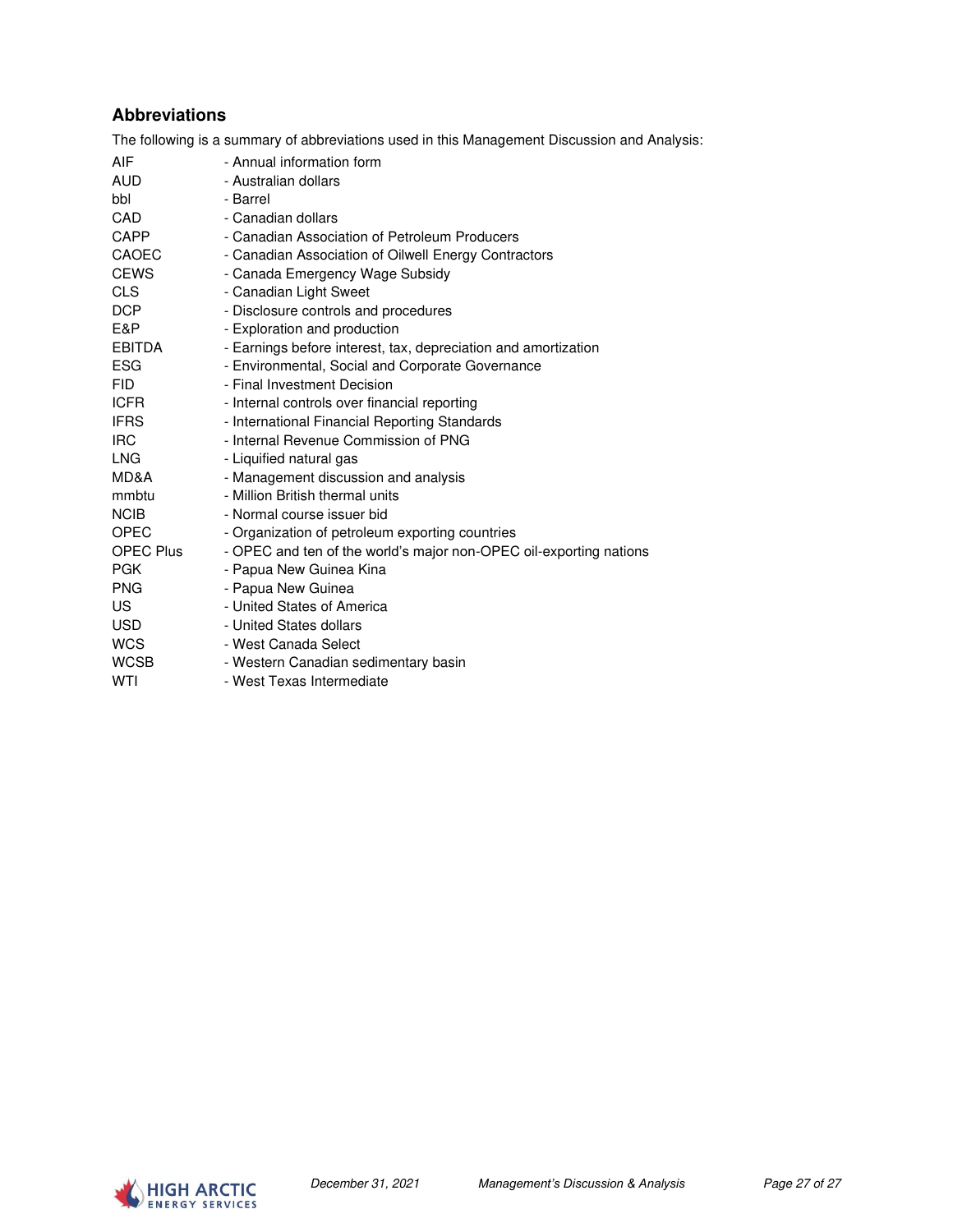## Abbreviations

The following is a summary of abbreviations used in this Management Discussion and Analysis:

| | |
|---|---|
| AIF | - Annual information form |
| AUD | - Australian dollars |
| bbl | - Barrel |
| CAD | - Canadian dollars |
| CAPP | - Canadian Association of Petroleum Producers |
| CAOEC | - Canadian Association of Oilwell Energy Contractors |
| CEWS | - Canada Emergency Wage Subsidy |
| CLS | - Canadian Light Sweet |
| DCP | - Disclosure controls and procedures |
| E&P | - Exploration and production |
| EBITDA | - Earnings before interest, tax, depreciation and amortization |
| ESG | - Environmental, Social and Corporate Governance |
| FID | - Final Investment Decision |
| ICFR | - Internal controls over financial reporting |
| IFRS | - International Financial Reporting Standards |
| IRC | - Internal Revenue Commission of PNG |
| LNG | - Liquified natural gas |
| MD&A | - Management discussion and analysis |
| mmbtu | - Million British thermal units |
| NCIB | - Normal course issuer bid |
| OPEC | - Organization of petroleum exporting countries |
| OPEC Plus | - OPEC and ten of the world's major non-OPEC oil-exporting nations |
| PGK | - Papua New Guinea Kina |
| PNG | - Papua New Guinea |
| US | - United States of America |
| USD | - United States dollars |
| WCS | - West Canada Select |
| WCSB | - Western Canadian sedimentary basin |
| WTI | - West Texas Intermediate |